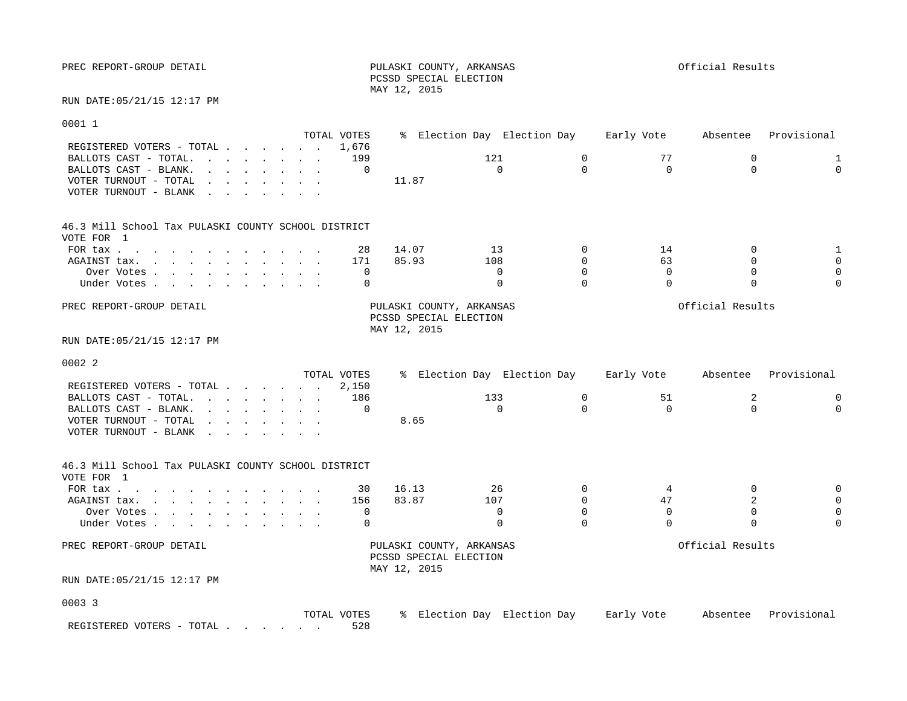PREC REPORT-GROUP DETAIL

PULASKI COUNTY, ARKANSAS
PCSSD SPECIAL ELECTION
MAY 12, 2015

Official Results

RUN DATE:05/21/15 12:17 PM

## 0001 1

| | TOTAL VOTES | % | Election Day | Election Day | Early Vote | Absentee | Provisional |
|---|---|---|---|---|---|---|---|
| REGISTERED VOTERS - TOTAL . . . . . . . | 1,676 | | | | | | |
| BALLOTS CAST - TOTAL. . . . . . . . . | 199 | | 121 | 0 | 77 | 0 | 1 |
| BALLOTS CAST - BLANK. . . . . . . . . | 0 | | 0 | 0 | 0 | 0 | 0 |
| VOTER TURNOUT - TOTAL . . . . . . . . | | 11.87 | | | | | |
| VOTER TURNOUT - BLANK . . . . . . . . | | | | | | | |

46.3 Mill School Tax PULASKI COUNTY SCHOOL DISTRICT
VOTE FOR 1

| | TOTAL VOTES | % | Election Day | Election Day | Early Vote | Absentee | Provisional |
|---|---|---|---|---|---|---|---|
| FOR tax . . . . . . . . . . . . . . | 28 | 14.07 | 13 | 0 | 14 | 0 | 1 |
| AGAINST tax. . . . . . . . . . . . | 171 | 85.93 | 108 | 0 | 63 | 0 | 0 |
| Over Votes . . . . . . . . . . . | 0 | | 0 | 0 | 0 | 0 | 0 |
| Under Votes . . . . . . . . . . . | 0 | | 0 | 0 | 0 | 0 | 0 |

PREC REPORT-GROUP DETAIL

PULASKI COUNTY, ARKANSAS
PCSSD SPECIAL ELECTION
MAY 12, 2015

Official Results

RUN DATE:05/21/15 12:17 PM

## 0002 2

| | TOTAL VOTES | % | Election Day | Election Day | Early Vote | Absentee | Provisional |
|---|---|---|---|---|---|---|---|
| REGISTERED VOTERS - TOTAL . . . . . . . | 2,150 | | | | | | |
| BALLOTS CAST - TOTAL. . . . . . . . . | 186 | | 133 | 0 | 51 | 2 | 0 |
| BALLOTS CAST - BLANK. . . . . . . . . | 0 | | 0 | 0 | 0 | 0 | 0 |
| VOTER TURNOUT - TOTAL . . . . . . . . | | 8.65 | | | | | |
| VOTER TURNOUT - BLANK . . . . . . . . | | | | | | | |

46.3 Mill School Tax PULASKI COUNTY SCHOOL DISTRICT
VOTE FOR 1

| | TOTAL VOTES | % | Election Day | Election Day | Early Vote | Absentee | Provisional |
|---|---|---|---|---|---|---|---|
| FOR tax . . . . . . . . . . . . . . | 30 | 16.13 | 26 | 0 | 4 | 0 | 0 |
| AGAINST tax. . . . . . . . . . . . | 156 | 83.87 | 107 | 0 | 47 | 2 | 0 |
| Over Votes . . . . . . . . . . . | 0 | | 0 | 0 | 0 | 0 | 0 |
| Under Votes . . . . . . . . . . . | 0 | | 0 | 0 | 0 | 0 | 0 |

PREC REPORT-GROUP DETAIL

PULASKI COUNTY, ARKANSAS
PCSSD SPECIAL ELECTION
MAY 12, 2015

Official Results

RUN DATE:05/21/15 12:17 PM

## 0003 3

| | TOTAL VOTES | % | Election Day | Election Day | Early Vote | Absentee | Provisional |
|---|---|---|---|---|---|---|---|
| REGISTERED VOTERS - TOTAL . . . . . . . | 528 | | | | | | |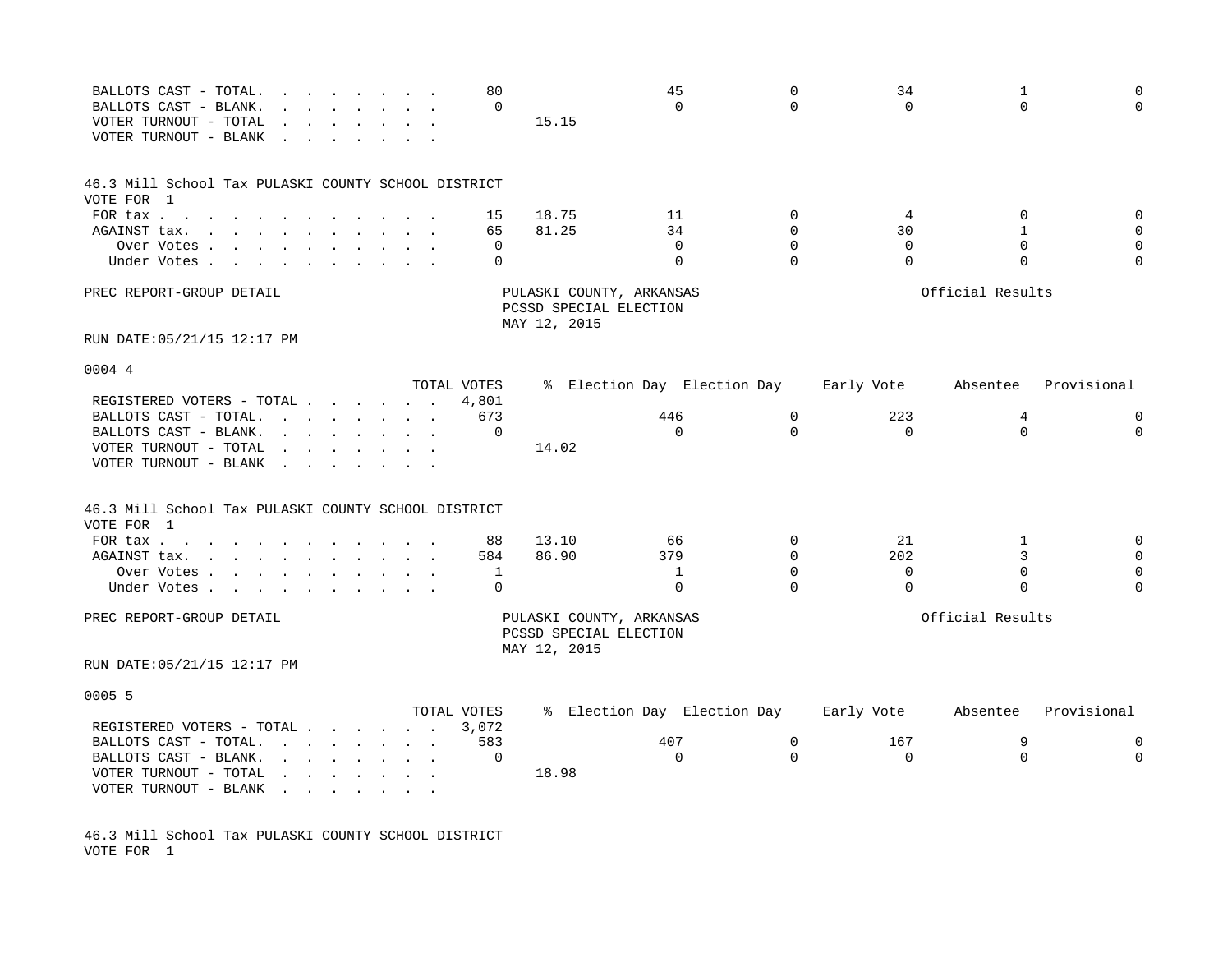| | TOTAL VOTES | % | Election Day | Election Day | Early Vote | Absentee | Provisional |
|---|---|---|---|---|---|---|---|
| BALLOTS CAST - TOTAL. . . . . . . . . | 80 | | 45 | 0 | 34 | 1 | 0 |
| BALLOTS CAST - BLANK. . . . . . . . . | 0 | | 0 | 0 | 0 | 0 | 0 |
| VOTER TURNOUT - TOTAL . . . . . . . . | | 15.15 | | | | | |
| VOTER TURNOUT - BLANK . . . . . . . . | | | | | | | |

46.3 Mill School Tax PULASKI COUNTY SCHOOL DISTRICT
VOTE FOR 1

| | TOTAL VOTES | % | Election Day | Election Day | Early Vote | Absentee | Provisional |
|---|---|---|---|---|---|---|---|
| FOR tax . . . . . . . . . . . . . . | 15 | 18.75 | 11 | 0 | 4 | 0 | 0 |
| AGAINST tax. . . . . . . . . . . . . | 65 | 81.25 | 34 | 0 | 30 | 1 | 0 |
| Over Votes . . . . . . . . . . . . | 0 | | 0 | 0 | 0 | 0 | 0 |
| Under Votes . . . . . . . . . . . . | 0 | | 0 | 0 | 0 | 0 | 0 |

PREC REPORT-GROUP DETAIL

PULASKI COUNTY, ARKANSAS
PCSSD SPECIAL ELECTION
MAY 12, 2015

Official Results

RUN DATE:05/21/15 12:17 PM

0004 4

| | TOTAL VOTES | % | Election Day | Election Day | Early Vote | Absentee | Provisional |
|---|---|---|---|---|---|---|---|
| REGISTERED VOTERS - TOTAL . . . . . . . | 4,801 | | | | | | |
| BALLOTS CAST - TOTAL. . . . . . . . . | 673 | | 446 | 0 | 223 | 4 | 0 |
| BALLOTS CAST - BLANK. . . . . . . . . | 0 | | 0 | 0 | 0 | 0 | 0 |
| VOTER TURNOUT - TOTAL . . . . . . . . | | 14.02 | | | | | |
| VOTER TURNOUT - BLANK . . . . . . . . | | | | | | | |

46.3 Mill School Tax PULASKI COUNTY SCHOOL DISTRICT
VOTE FOR 1

| | TOTAL VOTES | % | Election Day | Election Day | Early Vote | Absentee | Provisional |
|---|---|---|---|---|---|---|---|
| FOR tax . . . . . . . . . . . . . . | 88 | 13.10 | 66 | 0 | 21 | 1 | 0 |
| AGAINST tax. . . . . . . . . . . . . | 584 | 86.90 | 379 | 0 | 202 | 3 | 0 |
| Over Votes . . . . . . . . . . . . | 1 | | 1 | 0 | 0 | 0 | 0 |
| Under Votes . . . . . . . . . . . . | 0 | | 0 | 0 | 0 | 0 | 0 |

PREC REPORT-GROUP DETAIL

PULASKI COUNTY, ARKANSAS
PCSSD SPECIAL ELECTION
MAY 12, 2015

Official Results

RUN DATE:05/21/15 12:17 PM

0005 5

| | TOTAL VOTES | % | Election Day | Election Day | Early Vote | Absentee | Provisional |
|---|---|---|---|---|---|---|---|
| REGISTERED VOTERS - TOTAL . . . . . . . | 3,072 | | | | | | |
| BALLOTS CAST - TOTAL. . . . . . . . . | 583 | | 407 | 0 | 167 | 9 | 0 |
| BALLOTS CAST - BLANK. . . . . . . . . | 0 | | 0 | 0 | 0 | 0 | 0 |
| VOTER TURNOUT - TOTAL . . . . . . . . | | 18.98 | | | | | |
| VOTER TURNOUT - BLANK . . . . . . . . | | | | | | | |

46.3 Mill School Tax PULASKI COUNTY SCHOOL DISTRICT
VOTE FOR 1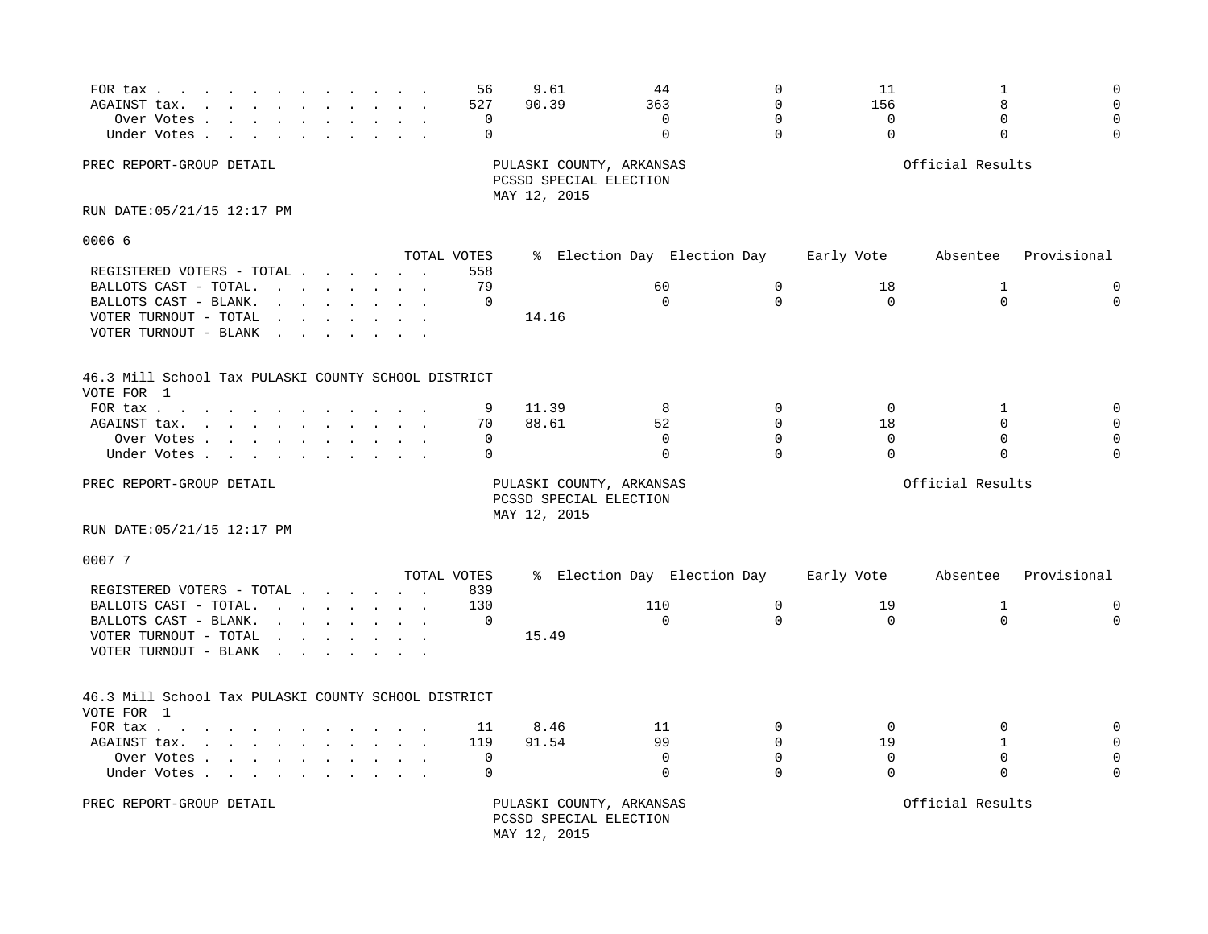| | TOTAL VOTES | % | Election Day | Election Day | Early Vote | Absentee | Provisional |
|---|---|---|---|---|---|---|---|
| FOR tax . . . . . . . . . . . . . . | 56 | 9.61 | 44 | 0 | 11 | 1 | 0 |
| AGAINST tax. . . . . . . . . . . . . | 527 | 90.39 | 363 | 0 | 156 | 8 | 0 |
| Over Votes . . . . . . . . . . . | 0 | | 0 | 0 | 0 | 0 | 0 |
| Under Votes . . . . . . . . . . . | 0 | | 0 | 0 | 0 | 0 | 0 |

PREC REPORT-GROUP DETAIL

PULASKI COUNTY, ARKANSAS
PCSSD SPECIAL ELECTION
MAY 12, 2015

Official Results

RUN DATE:05/21/15 12:17 PM

0006 6

| | TOTAL VOTES | % | Election Day | Election Day | Early Vote | Absentee | Provisional |
|---|---|---|---|---|---|---|---|
| REGISTERED VOTERS - TOTAL . . . . . . | 558 | | | | | | |
| BALLOTS CAST - TOTAL. . . . . . . . . | 79 | | 60 | 0 | 18 | 1 | 0 |
| BALLOTS CAST - BLANK. . . . . . . . . | 0 | | 0 | 0 | 0 | 0 | 0 |
| VOTER TURNOUT - TOTAL . . . . . . . . | | 14.16 | | | | | |
| VOTER TURNOUT - BLANK . . . . . . . . | | | | | | | |

46.3 Mill School Tax PULASKI COUNTY SCHOOL DISTRICT
VOTE FOR 1

| | TOTAL VOTES | % | Election Day | Election Day | Early Vote | Absentee | Provisional |
|---|---|---|---|---|---|---|---|
| FOR tax . . . . . . . . . . . . . . | 9 | 11.39 | 8 | 0 | 0 | 1 | 0 |
| AGAINST tax. . . . . . . . . . . . . | 70 | 88.61 | 52 | 0 | 18 | 0 | 0 |
| Over Votes . . . . . . . . . . . | 0 | | 0 | 0 | 0 | 0 | 0 |
| Under Votes . . . . . . . . . . . | 0 | | 0 | 0 | 0 | 0 | 0 |

PREC REPORT-GROUP DETAIL

PULASKI COUNTY, ARKANSAS
PCSSD SPECIAL ELECTION
MAY 12, 2015

Official Results

RUN DATE:05/21/15 12:17 PM

0007 7

| | TOTAL VOTES | % | Election Day | Election Day | Early Vote | Absentee | Provisional |
|---|---|---|---|---|---|---|---|
| REGISTERED VOTERS - TOTAL . . . . . . | 839 | | | | | | |
| BALLOTS CAST - TOTAL. . . . . . . . . | 130 | | 110 | 0 | 19 | 1 | 0 |
| BALLOTS CAST - BLANK. . . . . . . . . | 0 | | 0 | 0 | 0 | 0 | 0 |
| VOTER TURNOUT - TOTAL . . . . . . . . | | 15.49 | | | | | |
| VOTER TURNOUT - BLANK . . . . . . . . | | | | | | | |

46.3 Mill School Tax PULASKI COUNTY SCHOOL DISTRICT
VOTE FOR 1

| | TOTAL VOTES | % | Election Day | Election Day | Early Vote | Absentee | Provisional |
|---|---|---|---|---|---|---|---|
| FOR tax . . . . . . . . . . . . . . | 11 | 8.46 | 11 | 0 | 0 | 0 | 0 |
| AGAINST tax. . . . . . . . . . . . . | 119 | 91.54 | 99 | 0 | 19 | 1 | 0 |
| Over Votes . . . . . . . . . . . | 0 | | 0 | 0 | 0 | 0 | 0 |
| Under Votes . . . . . . . . . . . | 0 | | 0 | 0 | 0 | 0 | 0 |

PREC REPORT-GROUP DETAIL

PULASKI COUNTY, ARKANSAS
PCSSD SPECIAL ELECTION
MAY 12, 2015

Official Results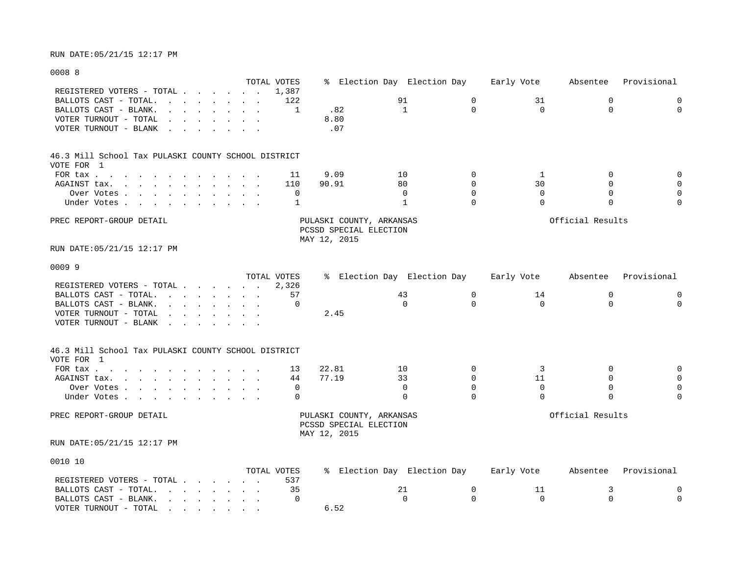RUN DATE:05/21/15 12:17 PM

0008 8

| | TOTAL VOTES | % | Election Day | Election Day | Early Vote | Absentee | Provisional |
|---|---|---|---|---|---|---|---|
| REGISTERED VOTERS - TOTAL . . . . . . . | 1,387 | | | | | | |
| BALLOTS CAST - TOTAL. . . . . . . . | 122 | | 91 | 0 | 31 | 0 | 0 |
| BALLOTS CAST - BLANK. . . . . . . . | 1 | .82 | 1 | 0 | 0 | 0 | 0 |
| VOTER TURNOUT - TOTAL . . . . . . . | | 8.80 | | | | | |
| VOTER TURNOUT - BLANK . . . . . . . | | .07 | | | | | |

46.3 Mill School Tax PULASKI COUNTY SCHOOL DISTRICT
VOTE FOR 1

| | TOTAL VOTES | % | Election Day | Election Day | Early Vote | Absentee | Provisional |
|---|---|---|---|---|---|---|---|
| FOR tax . . . . . . . . . . . . . | 11 | 9.09 | 10 | 0 | 1 | 0 | 0 |
| AGAINST tax. . . . . . . . . . . . | 110 | 90.91 | 80 | 0 | 30 | 0 | 0 |
| Over Votes . . . . . . . . . . . | 0 | | 0 | 0 | 0 | 0 | 0 |
| Under Votes . . . . . . . . . . . | 1 | | 1 | 0 | 0 | 0 | 0 |

PREC REPORT-GROUP DETAIL PULASKI COUNTY, ARKANSAS Official Results
PCSSD SPECIAL ELECTION
MAY 12, 2015

RUN DATE:05/21/15 12:17 PM

0009 9

| | TOTAL VOTES | % | Election Day | Election Day | Early Vote | Absentee | Provisional |
|---|---|---|---|---|---|---|---|
| REGISTERED VOTERS - TOTAL . . . . . . . | 2,326 | | | | | | |
| BALLOTS CAST - TOTAL. . . . . . . . | 57 | | 43 | 0 | 14 | 0 | 0 |
| BALLOTS CAST - BLANK. . . . . . . . | 0 | | 0 | 0 | 0 | 0 | 0 |
| VOTER TURNOUT - TOTAL . . . . . . . | | 2.45 | | | | | |
| VOTER TURNOUT - BLANK . . . . . . . | | | | | | | |

46.3 Mill School Tax PULASKI COUNTY SCHOOL DISTRICT
VOTE FOR 1

| | TOTAL VOTES | % | Election Day | Election Day | Early Vote | Absentee | Provisional |
|---|---|---|---|---|---|---|---|
| FOR tax . . . . . . . . . . . . . | 13 | 22.81 | 10 | 0 | 3 | 0 | 0 |
| AGAINST tax. . . . . . . . . . . . | 44 | 77.19 | 33 | 0 | 11 | 0 | 0 |
| Over Votes . . . . . . . . . . . | 0 | | 0 | 0 | 0 | 0 | 0 |
| Under Votes . . . . . . . . . . . | 0 | | 0 | 0 | 0 | 0 | 0 |

PREC REPORT-GROUP DETAIL PULASKI COUNTY, ARKANSAS Official Results
PCSSD SPECIAL ELECTION
MAY 12, 2015

RUN DATE:05/21/15 12:17 PM

0010 10

| | TOTAL VOTES | % | Election Day | Election Day | Early Vote | Absentee | Provisional |
|---|---|---|---|---|---|---|---|
| REGISTERED VOTERS - TOTAL . . . . . . . | 537 | | | | | | |
| BALLOTS CAST - TOTAL. . . . . . . . | 35 | | 21 | 0 | 11 | 3 | 0 |
| BALLOTS CAST - BLANK. . . . . . . . | 0 | | 0 | 0 | 0 | 0 | 0 |
| VOTER TURNOUT - TOTAL . . . . . . . | | 6.52 | | | | | |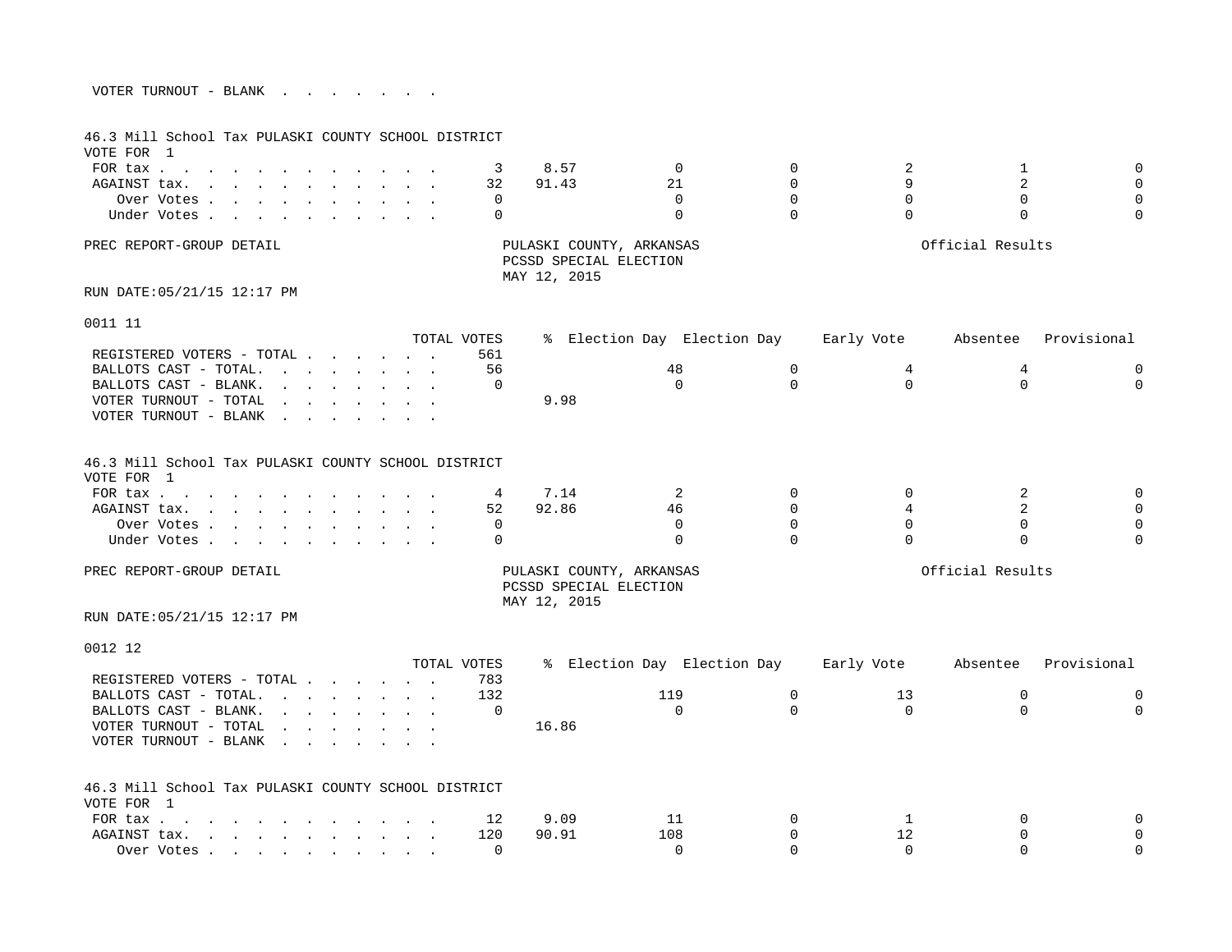| | TOTAL VOTES | % | Election Day | Election Day | Early Vote | Absentee | Provisional |
|---|---|---|---|---|---|---|---|
| VOTER TURNOUT - BLANK | | | | | | | |

46.3 Mill School Tax PULASKI COUNTY SCHOOL DISTRICT
VOTE FOR 1

| | TOTAL VOTES | % | Election Day | Election Day | Early Vote | Absentee | Provisional |
|---|---|---|---|---|---|---|---|
| FOR tax | 3 | 8.57 | 0 | 0 | 2 | 1 | 0 |
| AGAINST tax. | 32 | 91.43 | 21 | 0 | 9 | 2 | 0 |
| Over Votes | 0 | | 0 | 0 | 0 | 0 | 0 |
| Under Votes | 0 | | 0 | 0 | 0 | 0 | 0 |

PREC REPORT-GROUP DETAIL

PULASKI COUNTY, ARKANSAS
PCSSD SPECIAL ELECTION
MAY 12, 2015

Official Results

RUN DATE:05/21/15 12:17 PM

## 0011 11

| | TOTAL VOTES | % | Election Day | Election Day | Early Vote | Absentee | Provisional |
|---|---|---|---|---|---|---|---|
| REGISTERED VOTERS - TOTAL | 561 | | | | | | |
| BALLOTS CAST - TOTAL. | 56 | | 48 | 0 | 4 | 4 | 0 |
| BALLOTS CAST - BLANK. | 0 | | 0 | 0 | 0 | 0 | 0 |
| VOTER TURNOUT - TOTAL | | 9.98 | | | | | |
| VOTER TURNOUT - BLANK | | | | | | | |

46.3 Mill School Tax PULASKI COUNTY SCHOOL DISTRICT
VOTE FOR 1

| | TOTAL VOTES | % | Election Day | Election Day | Early Vote | Absentee | Provisional |
|---|---|---|---|---|---|---|---|
| FOR tax | 4 | 7.14 | 2 | 0 | 0 | 2 | 0 |
| AGAINST tax. | 52 | 92.86 | 46 | 0 | 4 | 2 | 0 |
| Over Votes | 0 | | 0 | 0 | 0 | 0 | 0 |
| Under Votes | 0 | | 0 | 0 | 0 | 0 | 0 |

PREC REPORT-GROUP DETAIL

PULASKI COUNTY, ARKANSAS
PCSSD SPECIAL ELECTION
MAY 12, 2015

Official Results

RUN DATE:05/21/15 12:17 PM

## 0012 12

| | TOTAL VOTES | % | Election Day | Election Day | Early Vote | Absentee | Provisional |
|---|---|---|---|---|---|---|---|
| REGISTERED VOTERS - TOTAL | 783 | | | | | | |
| BALLOTS CAST - TOTAL. | 132 | | 119 | 0 | 13 | 0 | 0 |
| BALLOTS CAST - BLANK. | 0 | | 0 | 0 | 0 | 0 | 0 |
| VOTER TURNOUT - TOTAL | | 16.86 | | | | | |
| VOTER TURNOUT - BLANK | | | | | | | |

46.3 Mill School Tax PULASKI COUNTY SCHOOL DISTRICT
VOTE FOR 1

| | TOTAL VOTES | % | Election Day | Election Day | Early Vote | Absentee | Provisional |
|---|---|---|---|---|---|---|---|
| FOR tax | 12 | 9.09 | 11 | 0 | 1 | 0 | 0 |
| AGAINST tax. | 120 | 90.91 | 108 | 0 | 12 | 0 | 0 |
| Over Votes | 0 | | 0 | 0 | 0 | 0 | 0 |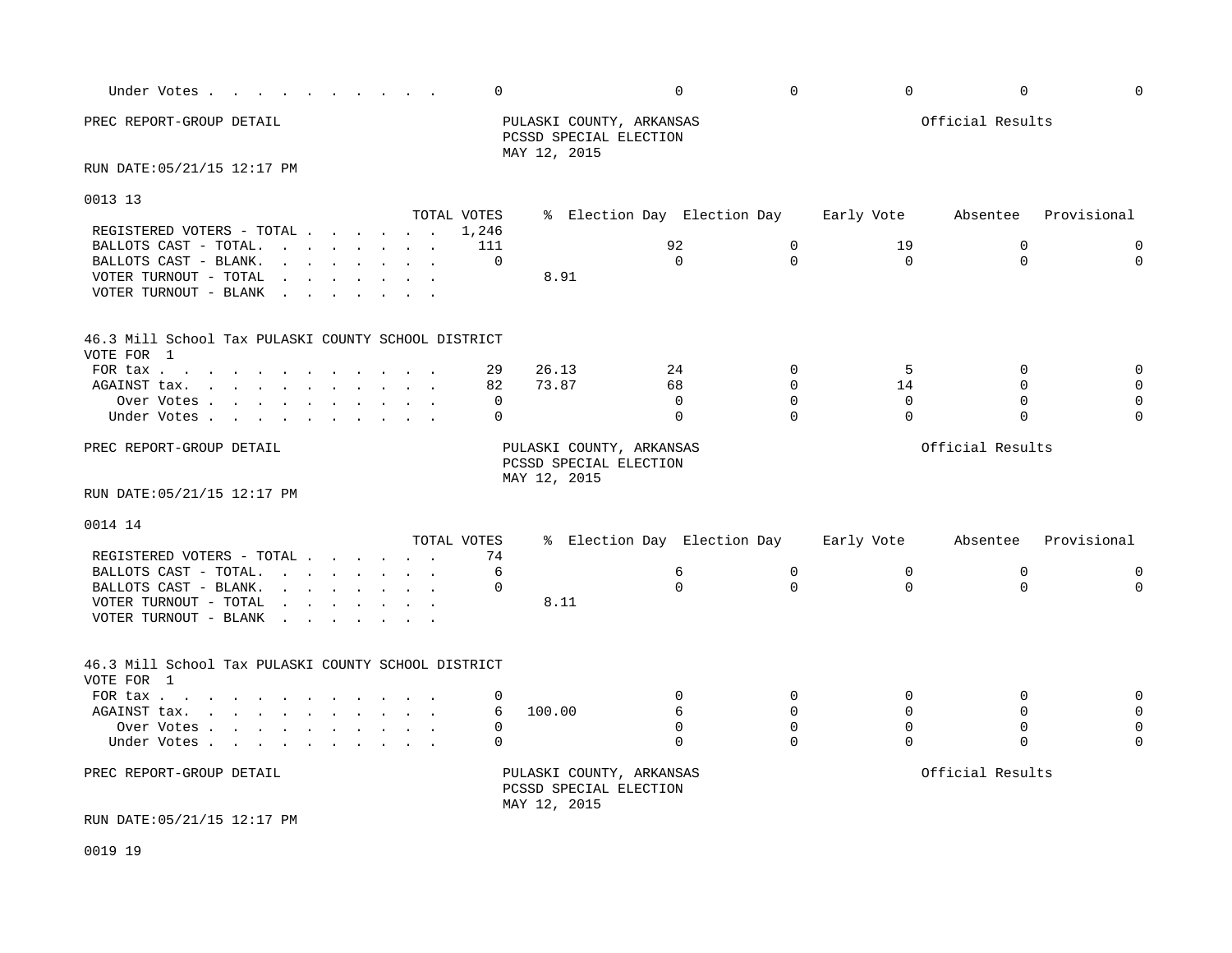| | TOTAL VOTES | % | Election Day | Election Day | Early Vote | Absentee | Provisional |
|---|---|---|---|---|---|---|---|
| Under Votes | 0 | | 0 | 0 | 0 | 0 | 0 |

PREC REPORT-GROUP DETAIL

PULASKI COUNTY, ARKANSAS
PCSSD SPECIAL ELECTION
MAY 12, 2015

Official Results

RUN DATE:05/21/15 12:17 PM

## 0013 13

| | TOTAL VOTES | % | Election Day | Election Day | Early Vote | Absentee | Provisional |
|---|---|---|---|---|---|---|---|
| REGISTERED VOTERS - TOTAL | 1,246 | | | | | | |
| BALLOTS CAST - TOTAL. | 111 | | 92 | 0 | 19 | 0 | 0 |
| BALLOTS CAST - BLANK. | 0 | | 0 | 0 | 0 | 0 | 0 |
| VOTER TURNOUT - TOTAL | | 8.91 | | | | | |
| VOTER TURNOUT - BLANK | | | | | | | |

46.3 Mill School Tax PULASKI COUNTY SCHOOL DISTRICT
VOTE FOR 1

| | TOTAL VOTES | % | Election Day | Election Day | Early Vote | Absentee | Provisional |
|---|---|---|---|---|---|---|---|
| FOR tax | 29 | 26.13 | 24 | 0 | 5 | 0 | 0 |
| AGAINST tax. | 82 | 73.87 | 68 | 0 | 14 | 0 | 0 |
| Over Votes | 0 | | 0 | 0 | 0 | 0 | 0 |
| Under Votes | 0 | | 0 | 0 | 0 | 0 | 0 |

PREC REPORT-GROUP DETAIL

PULASKI COUNTY, ARKANSAS
PCSSD SPECIAL ELECTION
MAY 12, 2015

Official Results

RUN DATE:05/21/15 12:17 PM

## 0014 14

| | TOTAL VOTES | % | Election Day | Election Day | Early Vote | Absentee | Provisional |
|---|---|---|---|---|---|---|---|
| REGISTERED VOTERS - TOTAL | 74 | | | | | | |
| BALLOTS CAST - TOTAL. | 6 | | 6 | 0 | 0 | 0 | 0 |
| BALLOTS CAST - BLANK. | 0 | | 0 | 0 | 0 | 0 | 0 |
| VOTER TURNOUT - TOTAL | | 8.11 | | | | | |
| VOTER TURNOUT - BLANK | | | | | | | |

46.3 Mill School Tax PULASKI COUNTY SCHOOL DISTRICT
VOTE FOR 1

| | TOTAL VOTES | % | Election Day | Election Day | Early Vote | Absentee | Provisional |
|---|---|---|---|---|---|---|---|
| FOR tax | 0 | | 0 | 0 | 0 | 0 | 0 |
| AGAINST tax. | 6 | 100.00 | 6 | 0 | 0 | 0 | 0 |
| Over Votes | 0 | | 0 | 0 | 0 | 0 | 0 |
| Under Votes | 0 | | 0 | 0 | 0 | 0 | 0 |

PREC REPORT-GROUP DETAIL

PULASKI COUNTY, ARKANSAS
PCSSD SPECIAL ELECTION
MAY 12, 2015

Official Results

RUN DATE:05/21/15 12:17 PM

## 0019 19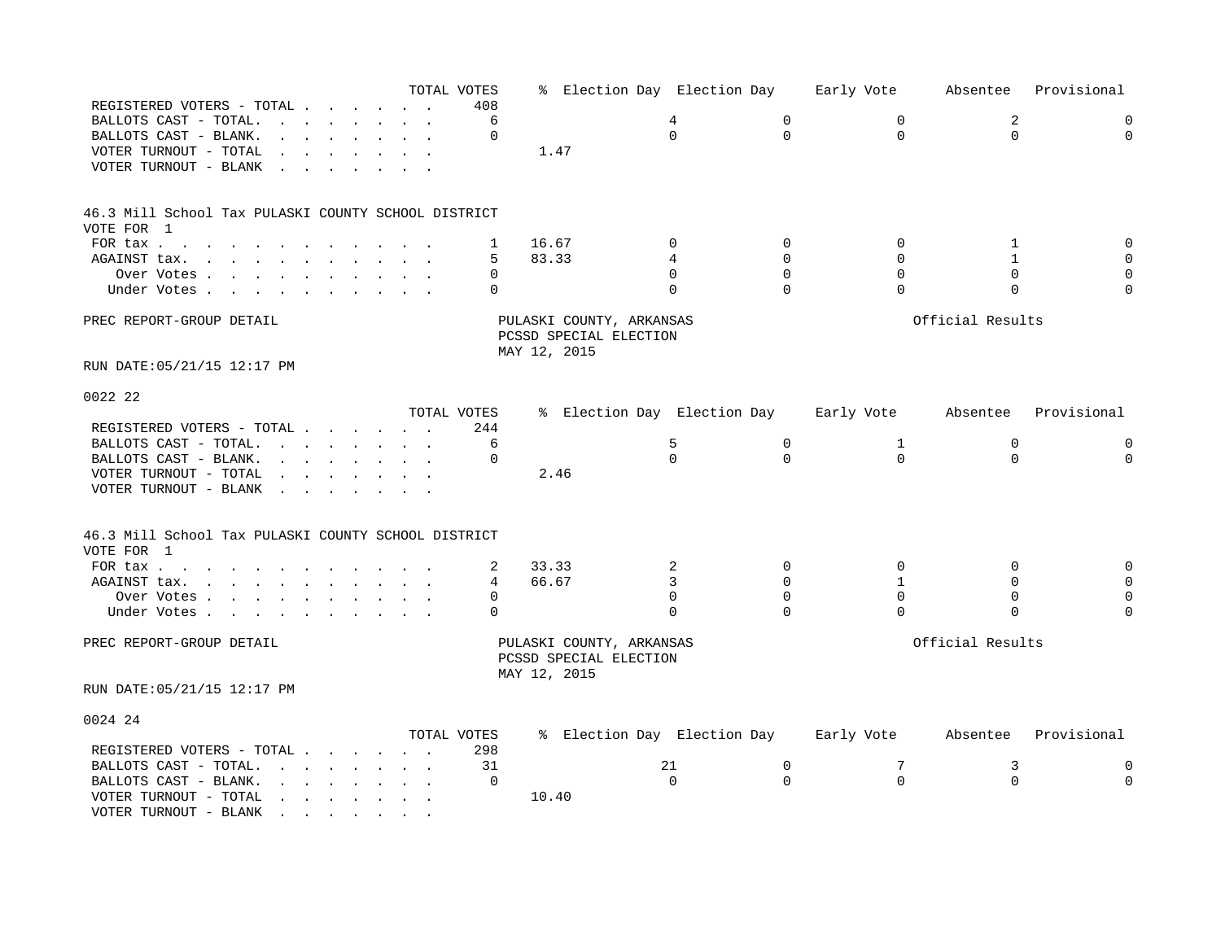| | TOTAL VOTES | % | Election Day | Election Day | Early Vote | Absentee | Provisional |
|---|---|---|---|---|---|---|---|
| REGISTERED VOTERS - TOTAL | 408 | | | | | | |
| BALLOTS CAST - TOTAL. | 6 | | 4 | 0 | 0 | 2 | 0 |
| BALLOTS CAST - BLANK. | 0 | | 0 | 0 | 0 | 0 | 0 |
| VOTER TURNOUT - TOTAL | | 1.47 | | | | | |
| VOTER TURNOUT - BLANK | | | | | | | |

46.3 Mill School Tax PULASKI COUNTY SCHOOL DISTRICT
VOTE FOR 1

| | TOTAL VOTES | % | Election Day | Election Day | Early Vote | Absentee | Provisional |
|---|---|---|---|---|---|---|---|
| FOR tax | 1 | 16.67 | 0 | 0 | 0 | 1 | 0 |
| AGAINST tax. | 5 | 83.33 | 4 | 0 | 0 | 1 | 0 |
| Over Votes | 0 | | 0 | 0 | 0 | 0 | 0 |
| Under Votes | 0 | | 0 | 0 | 0 | 0 | 0 |

PREC REPORT-GROUP DETAIL

PULASKI COUNTY, ARKANSAS
PCSSD SPECIAL ELECTION
MAY 12, 2015

Official Results

RUN DATE:05/21/15 12:17 PM

0022 22

| | TOTAL VOTES | % | Election Day | Election Day | Early Vote | Absentee | Provisional |
|---|---|---|---|---|---|---|---|
| REGISTERED VOTERS - TOTAL | 244 | | | | | | |
| BALLOTS CAST - TOTAL. | 6 | | 5 | 0 | 1 | 0 | 0 |
| BALLOTS CAST - BLANK. | 0 | | 0 | 0 | 0 | 0 | 0 |
| VOTER TURNOUT - TOTAL | | 2.46 | | | | | |
| VOTER TURNOUT - BLANK | | | | | | | |

46.3 Mill School Tax PULASKI COUNTY SCHOOL DISTRICT
VOTE FOR 1

| | TOTAL VOTES | % | Election Day | Election Day | Early Vote | Absentee | Provisional |
|---|---|---|---|---|---|---|---|
| FOR tax | 2 | 33.33 | 2 | 0 | 0 | 0 | 0 |
| AGAINST tax. | 4 | 66.67 | 3 | 0 | 1 | 0 | 0 |
| Over Votes | 0 | | 0 | 0 | 0 | 0 | 0 |
| Under Votes | 0 | | 0 | 0 | 0 | 0 | 0 |

PREC REPORT-GROUP DETAIL

PULASKI COUNTY, ARKANSAS
PCSSD SPECIAL ELECTION
MAY 12, 2015

Official Results

RUN DATE:05/21/15 12:17 PM

0024 24

| | TOTAL VOTES | % | Election Day | Election Day | Early Vote | Absentee | Provisional |
|---|---|---|---|---|---|---|---|
| REGISTERED VOTERS - TOTAL | 298 | | | | | | |
| BALLOTS CAST - TOTAL. | 31 | | 21 | 0 | 7 | 3 | 0 |
| BALLOTS CAST - BLANK. | 0 | | 0 | 0 | 0 | 0 | 0 |
| VOTER TURNOUT - TOTAL | | 10.40 | | | | | |
| VOTER TURNOUT - BLANK | | | | | | | |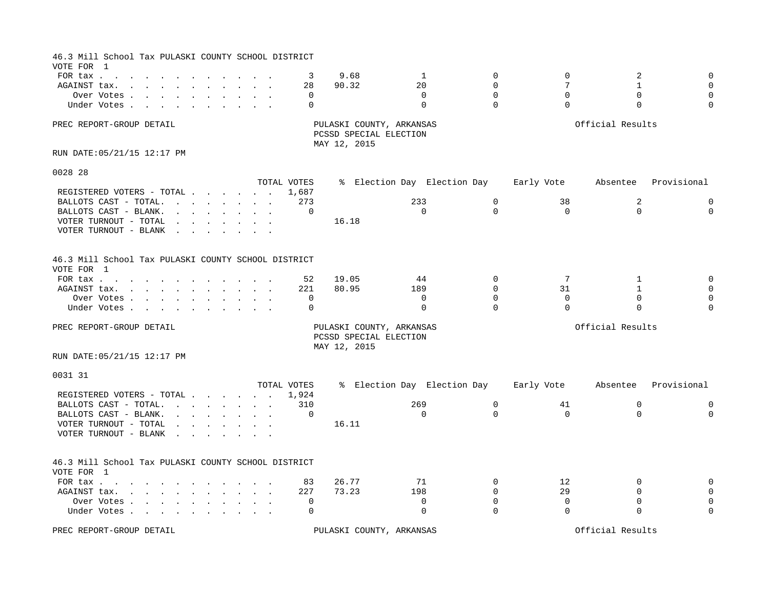46.3 Mill School Tax PULASKI COUNTY SCHOOL DISTRICT
VOTE FOR 1

| | TOTAL VOTES | % | Election Day | Election Day | Early Vote | Absentee | Provisional |
|---|---|---|---|---|---|---|---|
| FOR tax | 3 | 9.68 | 1 | 0 | 0 | 2 | 0 |
| AGAINST tax. | 28 | 90.32 | 20 | 0 | 7 | 1 | 0 |
| Over Votes | 0 | | 0 | 0 | 0 | 0 | 0 |
| Under Votes | 0 | | 0 | 0 | 0 | 0 | 0 |

PREC REPORT-GROUP DETAIL — PULASKI COUNTY, ARKANSAS — PCSSD SPECIAL ELECTION — MAY 12, 2015 — Official Results

RUN DATE:05/21/15 12:17 PM

0028 28

| | TOTAL VOTES | % | Election Day | Election Day | Early Vote | Absentee | Provisional |
|---|---|---|---|---|---|---|---|
| REGISTERED VOTERS - TOTAL | 1,687 | | | | | | |
| BALLOTS CAST - TOTAL. | 273 | | 233 | 0 | 38 | 2 | 0 |
| BALLOTS CAST - BLANK. | 0 | | 0 | 0 | 0 | 0 | 0 |
| VOTER TURNOUT - TOTAL | | 16.18 | | | | | |
| VOTER TURNOUT - BLANK | | | | | | | |

46.3 Mill School Tax PULASKI COUNTY SCHOOL DISTRICT
VOTE FOR 1

| | TOTAL VOTES | % | Election Day | Election Day | Early Vote | Absentee | Provisional |
|---|---|---|---|---|---|---|---|
| FOR tax | 52 | 19.05 | 44 | 0 | 7 | 1 | 0 |
| AGAINST tax. | 221 | 80.95 | 189 | 0 | 31 | 1 | 0 |
| Over Votes | 0 | | 0 | 0 | 0 | 0 | 0 |
| Under Votes | 0 | | 0 | 0 | 0 | 0 | 0 |

PREC REPORT-GROUP DETAIL — PULASKI COUNTY, ARKANSAS — PCSSD SPECIAL ELECTION — MAY 12, 2015 — Official Results

RUN DATE:05/21/15 12:17 PM

0031 31

| | TOTAL VOTES | % | Election Day | Election Day | Early Vote | Absentee | Provisional |
|---|---|---|---|---|---|---|---|
| REGISTERED VOTERS - TOTAL | 1,924 | | | | | | |
| BALLOTS CAST - TOTAL. | 310 | | 269 | 0 | 41 | 0 | 0 |
| BALLOTS CAST - BLANK. | 0 | | 0 | 0 | 0 | 0 | 0 |
| VOTER TURNOUT - TOTAL | | 16.11 | | | | | |
| VOTER TURNOUT - BLANK | | | | | | | |

46.3 Mill School Tax PULASKI COUNTY SCHOOL DISTRICT
VOTE FOR 1

| | TOTAL VOTES | % | Election Day | Election Day | Early Vote | Absentee | Provisional |
|---|---|---|---|---|---|---|---|
| FOR tax | 83 | 26.77 | 71 | 0 | 12 | 0 | 0 |
| AGAINST tax. | 227 | 73.23 | 198 | 0 | 29 | 0 | 0 |
| Over Votes | 0 | | 0 | 0 | 0 | 0 | 0 |
| Under Votes | 0 | | 0 | 0 | 0 | 0 | 0 |

PREC REPORT-GROUP DETAIL — PULASKI COUNTY, ARKANSAS — Official Results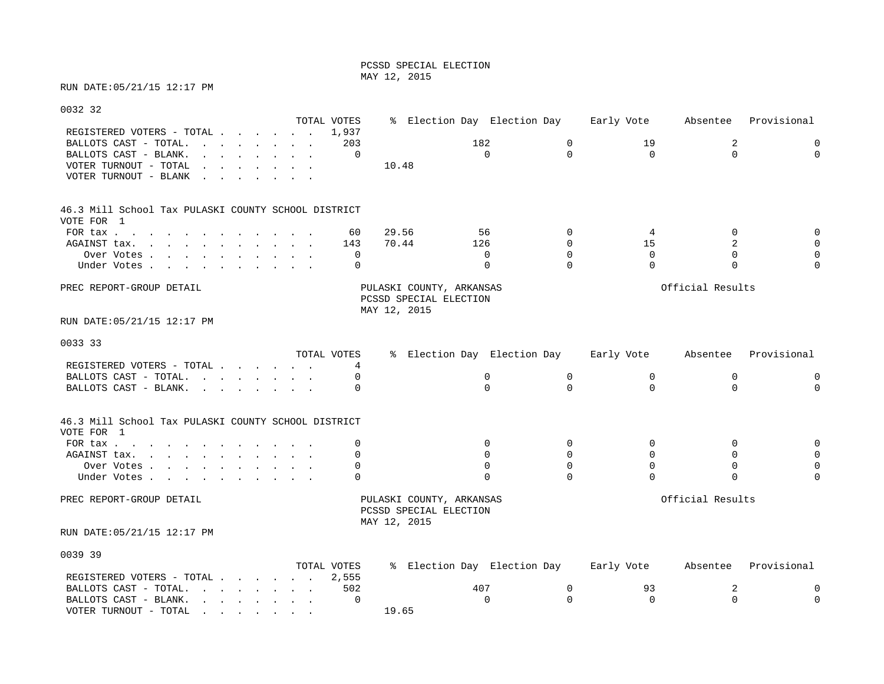PCSSD SPECIAL ELECTION
MAY 12, 2015

RUN DATE:05/21/15 12:17 PM

0032 32

| | TOTAL VOTES | % | Election Day | Election Day | Early Vote | Absentee | Provisional |
|---|---|---|---|---|---|---|---|
| REGISTERED VOTERS - TOTAL | 1,937 | | | | | | |
| BALLOTS CAST - TOTAL. | 203 | | 182 | 0 | 19 | 2 | 0 |
| BALLOTS CAST - BLANK. | 0 | | 0 | 0 | 0 | 0 | 0 |
| VOTER TURNOUT - TOTAL | | 10.48 | | | | | |
| VOTER TURNOUT - BLANK | | | | | | | |

46.3 Mill School Tax PULASKI COUNTY SCHOOL DISTRICT
VOTE FOR 1

| | TOTAL VOTES | % | Election Day | Election Day | Early Vote | Absentee | Provisional |
|---|---|---|---|---|---|---|---|
| FOR tax | 60 | 29.56 | 56 | 0 | 4 | 0 | 0 |
| AGAINST tax. | 143 | 70.44 | 126 | 0 | 15 | 2 | 0 |
| Over Votes | 0 | | 0 | 0 | 0 | 0 | 0 |
| Under Votes | 0 | | 0 | 0 | 0 | 0 | 0 |

PREC REPORT-GROUP DETAIL

PULASKI COUNTY, ARKANSAS
PCSSD SPECIAL ELECTION
MAY 12, 2015

Official Results

RUN DATE:05/21/15 12:17 PM

0033 33

| | TOTAL VOTES | % | Election Day | Election Day | Early Vote | Absentee | Provisional |
|---|---|---|---|---|---|---|---|
| REGISTERED VOTERS - TOTAL | 4 | | | | | | |
| BALLOTS CAST - TOTAL. | 0 | | 0 | 0 | 0 | 0 | 0 |
| BALLOTS CAST - BLANK. | 0 | | 0 | 0 | 0 | 0 | 0 |

46.3 Mill School Tax PULASKI COUNTY SCHOOL DISTRICT
VOTE FOR 1

| | TOTAL VOTES | % | Election Day | Election Day | Early Vote | Absentee | Provisional |
|---|---|---|---|---|---|---|---|
| FOR tax | 0 | | 0 | 0 | 0 | 0 | 0 |
| AGAINST tax. | 0 | | 0 | 0 | 0 | 0 | 0 |
| Over Votes | 0 | | 0 | 0 | 0 | 0 | 0 |
| Under Votes | 0 | | 0 | 0 | 0 | 0 | 0 |

PREC REPORT-GROUP DETAIL

PULASKI COUNTY, ARKANSAS
PCSSD SPECIAL ELECTION
MAY 12, 2015

Official Results

RUN DATE:05/21/15 12:17 PM

0039 39

| | TOTAL VOTES | % | Election Day | Election Day | Early Vote | Absentee | Provisional |
|---|---|---|---|---|---|---|---|
| REGISTERED VOTERS - TOTAL | 2,555 | | | | | | |
| BALLOTS CAST - TOTAL. | 502 | | 407 | 0 | 93 | 2 | 0 |
| BALLOTS CAST - BLANK. | 0 | | 0 | 0 | 0 | 0 | 0 |
| VOTER TURNOUT - TOTAL | | 19.65 | | | | | |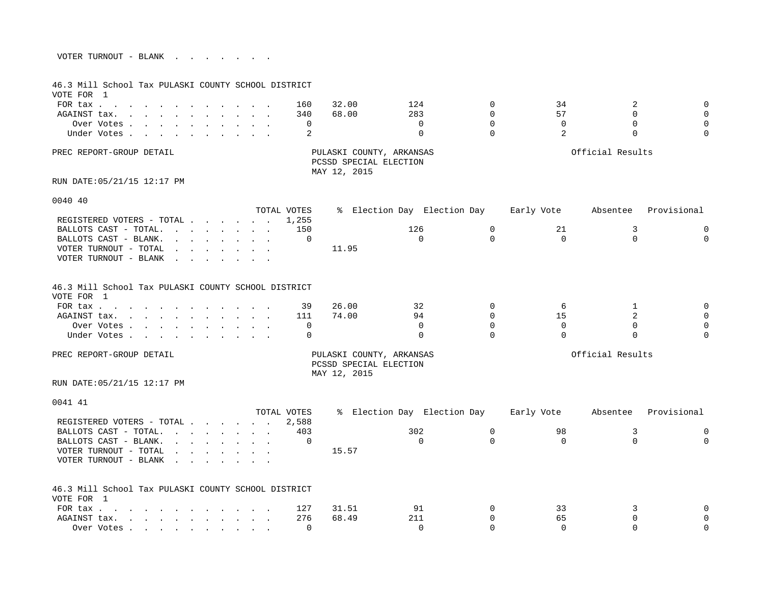| | TOTAL VOTES | % | Election Day | Election Day | Early Vote | Absentee | Provisional |
|---|---|---|---|---|---|---|---|
| VOTER TURNOUT - BLANK | | | | | | | |

46.3 Mill School Tax PULASKI COUNTY SCHOOL DISTRICT
VOTE FOR 1

| | TOTAL VOTES | % | Election Day | Election Day | Early Vote | Absentee | Provisional |
|---|---|---|---|---|---|---|---|
| FOR tax | 160 | 32.00 | 124 | 0 | 34 | 2 | 0 |
| AGAINST tax. | 340 | 68.00 | 283 | 0 | 57 | 0 | 0 |
| Over Votes | 0 | | 0 | 0 | 0 | 0 | 0 |
| Under Votes | 2 | | 0 | 0 | 2 | 0 | 0 |

PREC REPORT-GROUP DETAIL — PULASKI COUNTY, ARKANSAS — PCSSD SPECIAL ELECTION — MAY 12, 2015 — Official Results

RUN DATE:05/21/15 12:17 PM

## 0040 40

| | TOTAL VOTES | % | Election Day | Election Day | Early Vote | Absentee | Provisional |
|---|---|---|---|---|---|---|---|
| REGISTERED VOTERS - TOTAL | 1,255 | | | | | | |
| BALLOTS CAST - TOTAL. | 150 | | 126 | 0 | 21 | 3 | 0 |
| BALLOTS CAST - BLANK. | 0 | | 0 | 0 | 0 | 0 | 0 |
| VOTER TURNOUT - TOTAL | | 11.95 | | | | | |
| VOTER TURNOUT - BLANK | | | | | | | |

46.3 Mill School Tax PULASKI COUNTY SCHOOL DISTRICT
VOTE FOR 1

| | TOTAL VOTES | % | Election Day | Election Day | Early Vote | Absentee | Provisional |
|---|---|---|---|---|---|---|---|
| FOR tax | 39 | 26.00 | 32 | 0 | 6 | 1 | 0 |
| AGAINST tax. | 111 | 74.00 | 94 | 0 | 15 | 2 | 0 |
| Over Votes | 0 | | 0 | 0 | 0 | 0 | 0 |
| Under Votes | 0 | | 0 | 0 | 0 | 0 | 0 |

PREC REPORT-GROUP DETAIL — PULASKI COUNTY, ARKANSAS — PCSSD SPECIAL ELECTION — MAY 12, 2015 — Official Results

RUN DATE:05/21/15 12:17 PM

## 0041 41

| | TOTAL VOTES | % | Election Day | Election Day | Early Vote | Absentee | Provisional |
|---|---|---|---|---|---|---|---|
| REGISTERED VOTERS - TOTAL | 2,588 | | | | | | |
| BALLOTS CAST - TOTAL. | 403 | | 302 | 0 | 98 | 3 | 0 |
| BALLOTS CAST - BLANK. | 0 | | 0 | 0 | 0 | 0 | 0 |
| VOTER TURNOUT - TOTAL | | 15.57 | | | | | |
| VOTER TURNOUT - BLANK | | | | | | | |

46.3 Mill School Tax PULASKI COUNTY SCHOOL DISTRICT
VOTE FOR 1

| | TOTAL VOTES | % | Election Day | Election Day | Early Vote | Absentee | Provisional |
|---|---|---|---|---|---|---|---|
| FOR tax | 127 | 31.51 | 91 | 0 | 33 | 3 | 0 |
| AGAINST tax. | 276 | 68.49 | 211 | 0 | 65 | 0 | 0 |
| Over Votes | 0 | | 0 | 0 | 0 | 0 | 0 |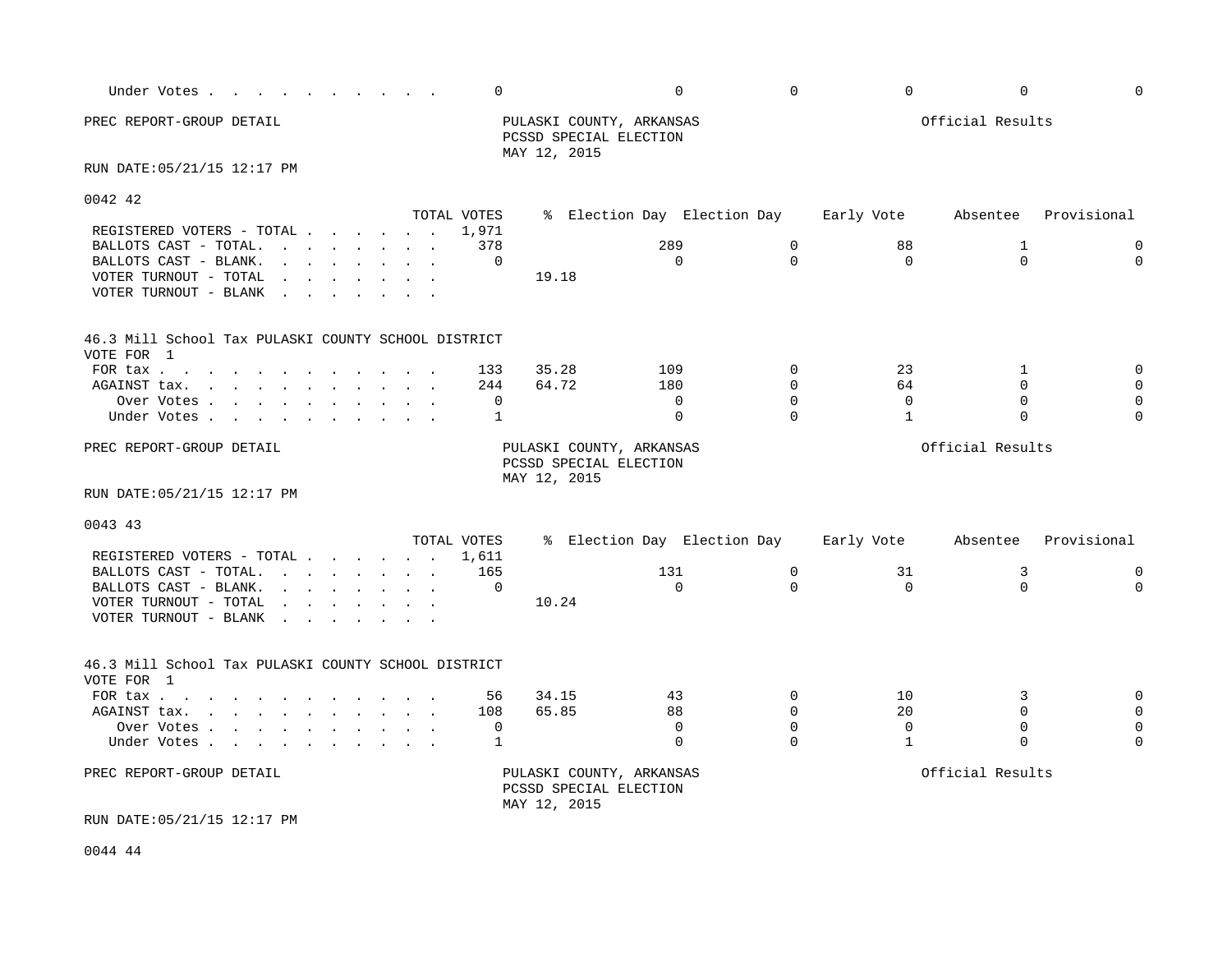| | TOTAL VOTES | % | Election Day | Election Day | Early Vote | Absentee | Provisional |
|---|---|---|---|---|---|---|---|
| Under Votes | 0 | | 0 | 0 | 0 | 0 | 0 |

PREC REPORT-GROUP DETAIL

PULASKI COUNTY, ARKANSAS
PCSSD SPECIAL ELECTION
MAY 12, 2015

Official Results

RUN DATE:05/21/15 12:17 PM

## 0042 42

| | TOTAL VOTES | % | Election Day | Election Day | Early Vote | Absentee | Provisional |
|---|---|---|---|---|---|---|---|
| REGISTERED VOTERS - TOTAL | 1,971 | | | | | | |
| BALLOTS CAST - TOTAL. | 378 | | 289 | 0 | 88 | 1 | 0 |
| BALLOTS CAST - BLANK. | 0 | | 0 | 0 | 0 | 0 | 0 |
| VOTER TURNOUT - TOTAL | | 19.18 | | | | | |
| VOTER TURNOUT - BLANK | | | | | | | |

46.3 Mill School Tax PULASKI COUNTY SCHOOL DISTRICT
VOTE FOR 1

| | TOTAL VOTES | % | Election Day | Election Day | Early Vote | Absentee | Provisional |
|---|---|---|---|---|---|---|---|
| FOR tax | 133 | 35.28 | 109 | 0 | 23 | 1 | 0 |
| AGAINST tax. | 244 | 64.72 | 180 | 0 | 64 | 0 | 0 |
| Over Votes | 0 | | 0 | 0 | 0 | 0 | 0 |
| Under Votes | 1 | | 0 | 0 | 1 | 0 | 0 |

PREC REPORT-GROUP DETAIL

PULASKI COUNTY, ARKANSAS
PCSSD SPECIAL ELECTION
MAY 12, 2015

Official Results

RUN DATE:05/21/15 12:17 PM

## 0043 43

| | TOTAL VOTES | % | Election Day | Election Day | Early Vote | Absentee | Provisional |
|---|---|---|---|---|---|---|---|
| REGISTERED VOTERS - TOTAL | 1,611 | | | | | | |
| BALLOTS CAST - TOTAL. | 165 | | 131 | 0 | 31 | 3 | 0 |
| BALLOTS CAST - BLANK. | 0 | | 0 | 0 | 0 | 0 | 0 |
| VOTER TURNOUT - TOTAL | | 10.24 | | | | | |
| VOTER TURNOUT - BLANK | | | | | | | |

46.3 Mill School Tax PULASKI COUNTY SCHOOL DISTRICT
VOTE FOR 1

| | TOTAL VOTES | % | Election Day | Election Day | Early Vote | Absentee | Provisional |
|---|---|---|---|---|---|---|---|
| FOR tax | 56 | 34.15 | 43 | 0 | 10 | 3 | 0 |
| AGAINST tax. | 108 | 65.85 | 88 | 0 | 20 | 0 | 0 |
| Over Votes | 0 | | 0 | 0 | 0 | 0 | 0 |
| Under Votes | 1 | | 0 | 0 | 1 | 0 | 0 |

PREC REPORT-GROUP DETAIL

PULASKI COUNTY, ARKANSAS
PCSSD SPECIAL ELECTION
MAY 12, 2015

Official Results

RUN DATE:05/21/15 12:17 PM

## 0044 44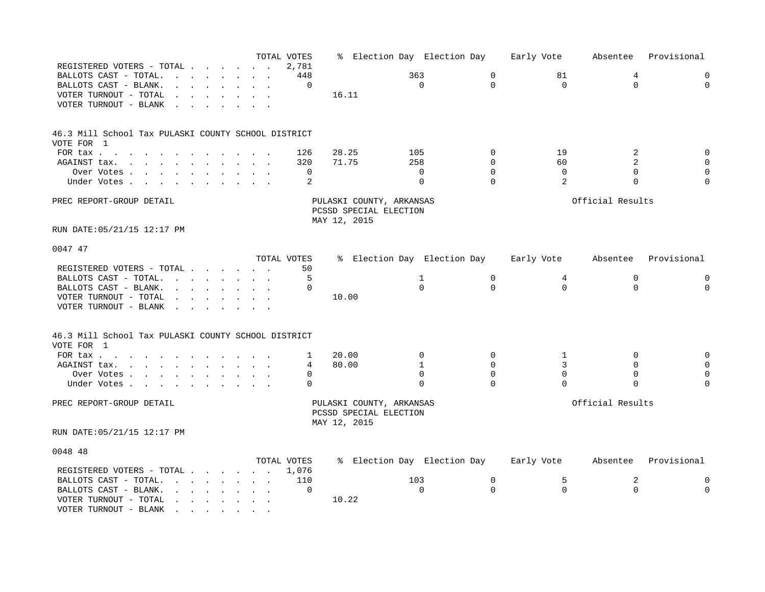| | TOTAL VOTES | % | Election Day | Election Day | Early Vote | Absentee | Provisional |
|---|---|---|---|---|---|---|---|
| REGISTERED VOTERS - TOTAL | 2,781 | | | | | | |
| BALLOTS CAST - TOTAL. | 448 | | 363 | 0 | 81 | 4 | 0 |
| BALLOTS CAST - BLANK. | 0 | | 0 | 0 | 0 | 0 | 0 |
| VOTER TURNOUT - TOTAL | | 16.11 | | | | | |
| VOTER TURNOUT - BLANK | | | | | | | |

46.3 Mill School Tax PULASKI COUNTY SCHOOL DISTRICT
VOTE FOR 1

| | TOTAL VOTES | % | Election Day | Election Day | Early Vote | Absentee | Provisional |
|---|---|---|---|---|---|---|---|
| FOR tax | 126 | 28.25 | 105 | 0 | 19 | 2 | 0 |
| AGAINST tax. | 320 | 71.75 | 258 | 0 | 60 | 2 | 0 |
| Over Votes | 0 | | 0 | 0 | 0 | 0 | 0 |
| Under Votes | 2 | | 0 | 0 | 2 | 0 | 0 |

PREC REPORT-GROUP DETAIL

PULASKI COUNTY, ARKANSAS
PCSSD SPECIAL ELECTION
MAY 12, 2015

Official Results

RUN DATE:05/21/15 12:17 PM

0047 47

| | TOTAL VOTES | % | Election Day | Election Day | Early Vote | Absentee | Provisional |
|---|---|---|---|---|---|---|---|
| REGISTERED VOTERS - TOTAL | 50 | | | | | | |
| BALLOTS CAST - TOTAL. | 5 | | 1 | 0 | 4 | 0 | 0 |
| BALLOTS CAST - BLANK. | 0 | | 0 | 0 | 0 | 0 | 0 |
| VOTER TURNOUT - TOTAL | | 10.00 | | | | | |
| VOTER TURNOUT - BLANK | | | | | | | |

46.3 Mill School Tax PULASKI COUNTY SCHOOL DISTRICT
VOTE FOR 1

| | TOTAL VOTES | % | Election Day | Election Day | Early Vote | Absentee | Provisional |
|---|---|---|---|---|---|---|---|
| FOR tax | 1 | 20.00 | 0 | 0 | 1 | 0 | 0 |
| AGAINST tax. | 4 | 80.00 | 1 | 0 | 3 | 0 | 0 |
| Over Votes | 0 | | 0 | 0 | 0 | 0 | 0 |
| Under Votes | 0 | | 0 | 0 | 0 | 0 | 0 |

PREC REPORT-GROUP DETAIL

PULASKI COUNTY, ARKANSAS
PCSSD SPECIAL ELECTION
MAY 12, 2015

Official Results

RUN DATE:05/21/15 12:17 PM

0048 48

| | TOTAL VOTES | % | Election Day | Election Day | Early Vote | Absentee | Provisional |
|---|---|---|---|---|---|---|---|
| REGISTERED VOTERS - TOTAL | 1,076 | | | | | | |
| BALLOTS CAST - TOTAL. | 110 | | 103 | 0 | 5 | 2 | 0 |
| BALLOTS CAST - BLANK. | 0 | | 0 | 0 | 0 | 0 | 0 |
| VOTER TURNOUT - TOTAL | | 10.22 | | | | | |
| VOTER TURNOUT - BLANK | | | | | | | |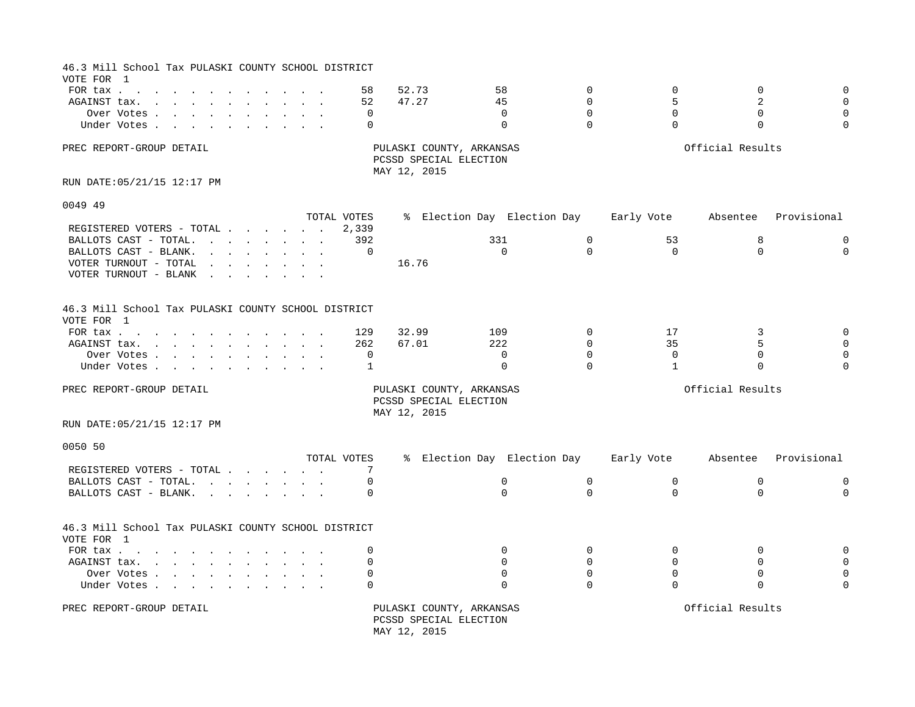## 46.3 Mill School Tax PULASKI COUNTY SCHOOL DISTRICT

VOTE FOR 1

| | TOTAL VOTES | % | Election Day | Election Day | Early Vote | Absentee | Provisional |
|---|---|---|---|---|---|---|---|
| FOR tax | 58 | 52.73 | 58 | 0 | 0 | 0 | 0 |
| AGAINST tax. | 52 | 47.27 | 45 | 0 | 5 | 2 | 0 |
| Over Votes | 0 | | 0 | 0 | 0 | 0 | 0 |
| Under Votes | 0 | | 0 | 0 | 0 | 0 | 0 |

PREC REPORT-GROUP DETAIL

PULASKI COUNTY, ARKANSAS
PCSSD SPECIAL ELECTION
MAY 12, 2015

Official Results

RUN DATE:05/21/15 12:17 PM

### 0049 49

| | TOTAL VOTES | % | Election Day | Election Day | Early Vote | Absentee | Provisional |
|---|---|---|---|---|---|---|---|
| REGISTERED VOTERS - TOTAL | 2,339 | | | | | | |
| BALLOTS CAST - TOTAL. | 392 | | 331 | 0 | 53 | 8 | 0 |
| BALLOTS CAST - BLANK. | 0 | | 0 | 0 | 0 | 0 | 0 |
| VOTER TURNOUT - TOTAL | | 16.76 | | | | | |
| VOTER TURNOUT - BLANK | | | | | | | |

## 46.3 Mill School Tax PULASKI COUNTY SCHOOL DISTRICT

VOTE FOR 1

| | TOTAL VOTES | % | Election Day | Election Day | Early Vote | Absentee | Provisional |
|---|---|---|---|---|---|---|---|
| FOR tax | 129 | 32.99 | 109 | 0 | 17 | 3 | 0 |
| AGAINST tax. | 262 | 67.01 | 222 | 0 | 35 | 5 | 0 |
| Over Votes | 0 | | 0 | 0 | 0 | 0 | 0 |
| Under Votes | 1 | | 0 | 0 | 1 | 0 | 0 |

PREC REPORT-GROUP DETAIL

PULASKI COUNTY, ARKANSAS
PCSSD SPECIAL ELECTION
MAY 12, 2015

Official Results

RUN DATE:05/21/15 12:17 PM

### 0050 50

| | TOTAL VOTES | % | Election Day | Election Day | Early Vote | Absentee | Provisional |
|---|---|---|---|---|---|---|---|
| REGISTERED VOTERS - TOTAL | 7 | | | | | | |
| BALLOTS CAST - TOTAL. | 0 | | 0 | 0 | 0 | 0 | 0 |
| BALLOTS CAST - BLANK. | 0 | | 0 | 0 | 0 | 0 | 0 |

## 46.3 Mill School Tax PULASKI COUNTY SCHOOL DISTRICT

VOTE FOR 1

| | TOTAL VOTES | % | Election Day | Election Day | Early Vote | Absentee | Provisional |
|---|---|---|---|---|---|---|---|
| FOR tax | 0 | | 0 | 0 | 0 | 0 | 0 |
| AGAINST tax. | 0 | | 0 | 0 | 0 | 0 | 0 |
| Over Votes | 0 | | 0 | 0 | 0 | 0 | 0 |
| Under Votes | 0 | | 0 | 0 | 0 | 0 | 0 |

PREC REPORT-GROUP DETAIL

PULASKI COUNTY, ARKANSAS
PCSSD SPECIAL ELECTION
MAY 12, 2015

Official Results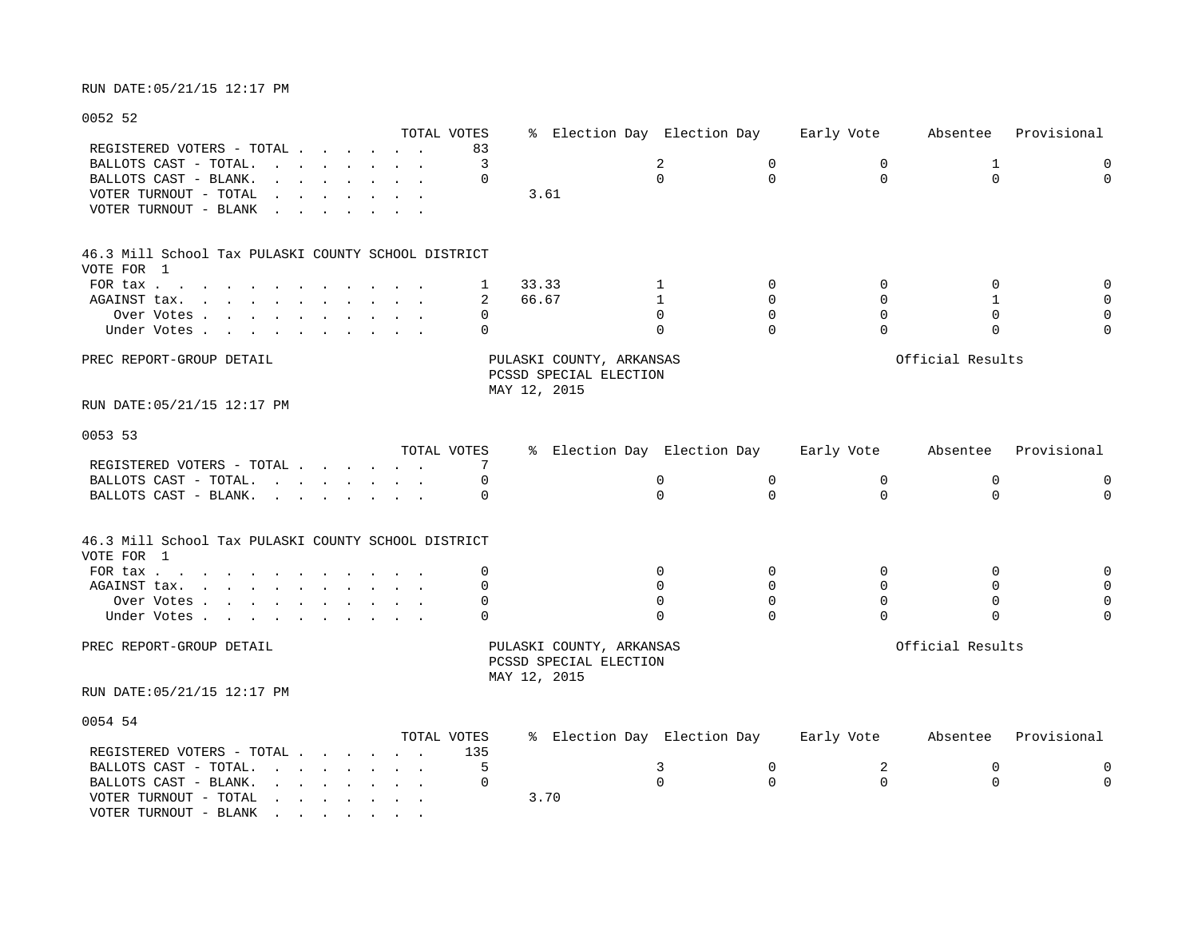RUN DATE:05/21/15 12:17 PM

0052 52

| | TOTAL VOTES | % | Election Day | Election Day | Early Vote | Absentee | Provisional |
|---|---|---|---|---|---|---|---|
| REGISTERED VOTERS - TOTAL . . . . . . . | 83 | | | | | | |
| BALLOTS CAST - TOTAL. . . . . . . . . | 3 | | 2 | 0 | 0 | 1 | 0 |
| BALLOTS CAST - BLANK. . . . . . . . . | 0 | | 0 | 0 | 0 | 0 | 0 |
| VOTER TURNOUT - TOTAL . . . . . . . . | | 3.61 | | | | | |
| VOTER TURNOUT - BLANK . . . . . . . . | | | | | | | |

46.3 Mill School Tax PULASKI COUNTY SCHOOL DISTRICT
VOTE FOR 1

| | TOTAL VOTES | % | Election Day | Election Day | Early Vote | Absentee | Provisional |
|---|---|---|---|---|---|---|---|
| FOR tax . . . . . . . . . . . . . . | 1 | 33.33 | 1 | 0 | 0 | 0 | 0 |
| AGAINST tax. . . . . . . . . . . . | 2 | 66.67 | 1 | 0 | 0 | 1 | 0 |
| Over Votes . . . . . . . . . . . | 0 | | 0 | 0 | 0 | 0 | 0 |
| Under Votes . . . . . . . . . . . | 0 | | 0 | 0 | 0 | 0 | 0 |

PREC REPORT-GROUP DETAIL

PULASKI COUNTY, ARKANSAS
PCSSD SPECIAL ELECTION
MAY 12, 2015

Official Results

RUN DATE:05/21/15 12:17 PM

0053 53

| | TOTAL VOTES | % | Election Day | Election Day | Early Vote | Absentee | Provisional |
|---|---|---|---|---|---|---|---|
| REGISTERED VOTERS - TOTAL . . . . . . . | 7 | | | | | | |
| BALLOTS CAST - TOTAL. . . . . . . . . | 0 | | 0 | 0 | 0 | 0 | 0 |
| BALLOTS CAST - BLANK. . . . . . . . . | 0 | | 0 | 0 | 0 | 0 | 0 |

46.3 Mill School Tax PULASKI COUNTY SCHOOL DISTRICT
VOTE FOR 1

| | TOTAL VOTES | % | Election Day | Election Day | Early Vote | Absentee | Provisional |
|---|---|---|---|---|---|---|---|
| FOR tax . . . . . . . . . . . . . . | 0 | | 0 | 0 | 0 | 0 | 0 |
| AGAINST tax. . . . . . . . . . . . | 0 | | 0 | 0 | 0 | 0 | 0 |
| Over Votes . . . . . . . . . . . | 0 | | 0 | 0 | 0 | 0 | 0 |
| Under Votes . . . . . . . . . . . | 0 | | 0 | 0 | 0 | 0 | 0 |

PREC REPORT-GROUP DETAIL

PULASKI COUNTY, ARKANSAS
PCSSD SPECIAL ELECTION
MAY 12, 2015

Official Results

RUN DATE:05/21/15 12:17 PM

0054 54

| | TOTAL VOTES | % | Election Day | Election Day | Early Vote | Absentee | Provisional |
|---|---|---|---|---|---|---|---|
| REGISTERED VOTERS - TOTAL . . . . . . . | 135 | | | | | | |
| BALLOTS CAST - TOTAL. . . . . . . . . | 5 | | 3 | 0 | 2 | 0 | 0 |
| BALLOTS CAST - BLANK. . . . . . . . . | 0 | | 0 | 0 | 0 | 0 | 0 |
| VOTER TURNOUT - TOTAL . . . . . . . . | | 3.70 | | | | | |
| VOTER TURNOUT - BLANK . . . . . . . . | | | | | | | |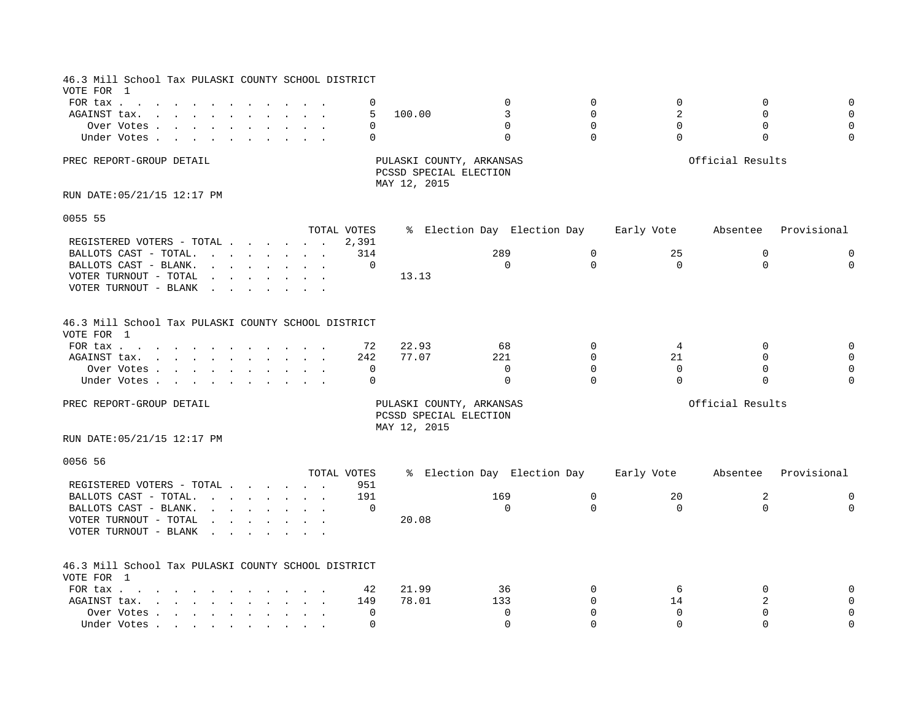46.3 Mill School Tax PULASKI COUNTY SCHOOL DISTRICT
VOTE FOR 1

| | TOTAL VOTES | % | Election Day | Election Day | Early Vote | Absentee | Provisional |
|---|---|---|---|---|---|---|---|
| FOR tax | 0 | | 0 | 0 | 0 | 0 | 0 |
| AGAINST tax. | 5 | 100.00 | 3 | 0 | 2 | 0 | 0 |
| Over Votes | 0 | | 0 | 0 | 0 | 0 | 0 |
| Under Votes | 0 | | 0 | 0 | 0 | 0 | 0 |

PREC REPORT-GROUP DETAIL

PULASKI COUNTY, ARKANSAS
PCSSD SPECIAL ELECTION
MAY 12, 2015

Official Results

RUN DATE:05/21/15 12:17 PM

0055 55

| | TOTAL VOTES | % | Election Day | Election Day | Early Vote | Absentee | Provisional |
|---|---|---|---|---|---|---|---|
| REGISTERED VOTERS - TOTAL | 2,391 | | | | | | |
| BALLOTS CAST - TOTAL. | 314 | | 289 | 0 | 25 | 0 | 0 |
| BALLOTS CAST - BLANK. | 0 | | 0 | 0 | 0 | 0 | 0 |
| VOTER TURNOUT - TOTAL | | 13.13 | | | | | |
| VOTER TURNOUT - BLANK | | | | | | | |

46.3 Mill School Tax PULASKI COUNTY SCHOOL DISTRICT
VOTE FOR 1

| | TOTAL VOTES | % | Election Day | Election Day | Early Vote | Absentee | Provisional |
|---|---|---|---|---|---|---|---|
| FOR tax | 72 | 22.93 | 68 | 0 | 4 | 0 | 0 |
| AGAINST tax. | 242 | 77.07 | 221 | 0 | 21 | 0 | 0 |
| Over Votes | 0 | | 0 | 0 | 0 | 0 | 0 |
| Under Votes | 0 | | 0 | 0 | 0 | 0 | 0 |

PREC REPORT-GROUP DETAIL

PULASKI COUNTY, ARKANSAS
PCSSD SPECIAL ELECTION
MAY 12, 2015

Official Results

RUN DATE:05/21/15 12:17 PM

0056 56

| | TOTAL VOTES | % | Election Day | Election Day | Early Vote | Absentee | Provisional |
|---|---|---|---|---|---|---|---|
| REGISTERED VOTERS - TOTAL | 951 | | | | | | |
| BALLOTS CAST - TOTAL. | 191 | | 169 | 0 | 20 | 2 | 0 |
| BALLOTS CAST - BLANK. | 0 | | 0 | 0 | 0 | 0 | 0 |
| VOTER TURNOUT - TOTAL | | 20.08 | | | | | |
| VOTER TURNOUT - BLANK | | | | | | | |

46.3 Mill School Tax PULASKI COUNTY SCHOOL DISTRICT
VOTE FOR 1

| | TOTAL VOTES | % | Election Day | Election Day | Early Vote | Absentee | Provisional |
|---|---|---|---|---|---|---|---|
| FOR tax | 42 | 21.99 | 36 | 0 | 6 | 0 | 0 |
| AGAINST tax. | 149 | 78.01 | 133 | 0 | 14 | 2 | 0 |
| Over Votes | 0 | | 0 | 0 | 0 | 0 | 0 |
| Under Votes | 0 | | 0 | 0 | 0 | 0 | 0 |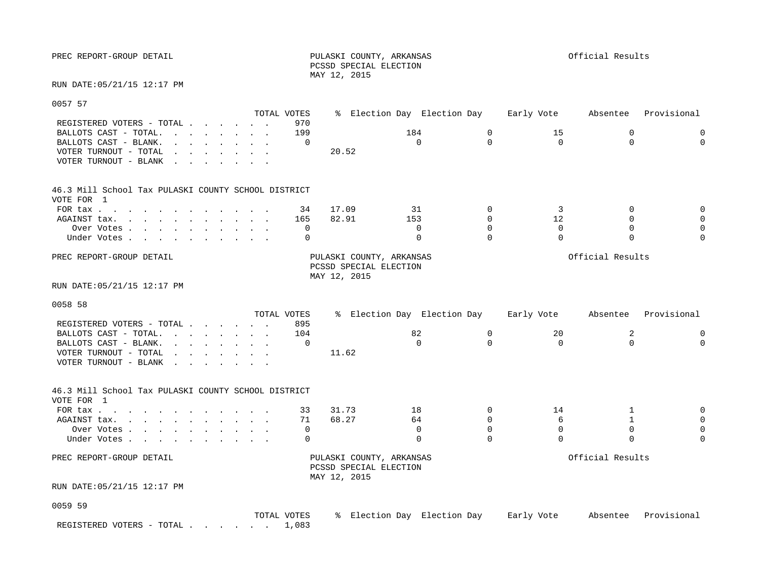PREC REPORT-GROUP DETAIL

PULASKI COUNTY, ARKANSAS
PCSSD SPECIAL ELECTION
MAY 12, 2015

Official Results

RUN DATE:05/21/15 12:17 PM

0057 57

| | TOTAL VOTES | % | Election Day | Election Day | Early Vote | Absentee | Provisional |
|---|---|---|---|---|---|---|---|
| REGISTERED VOTERS - TOTAL . . . . . . . | 970 | | | | | | |
| BALLOTS CAST - TOTAL. . . . . . . . . | 199 | | 184 | 0 | 15 | 0 | 0 |
| BALLOTS CAST - BLANK. . . . . . . . . | 0 | | 0 | 0 | 0 | 0 | 0 |
| VOTER TURNOUT - TOTAL . . . . . . . . | | 20.52 | | | | | |
| VOTER TURNOUT - BLANK . . . . . . . . | | | | | | | |

46.3 Mill School Tax PULASKI COUNTY SCHOOL DISTRICT
VOTE FOR 1

| | TOTAL VOTES | % | Election Day | Election Day | Early Vote | Absentee | Provisional |
|---|---|---|---|---|---|---|---|
| FOR tax . . . . . . . . . . . . . . | 34 | 17.09 | 31 | 0 | 3 | 0 | 0 |
| AGAINST tax. . . . . . . . . . . . | 165 | 82.91 | 153 | 0 | 12 | 0 | 0 |
| Over Votes . . . . . . . . . . . | 0 | | 0 | 0 | 0 | 0 | 0 |
| Under Votes . . . . . . . . . . . | 0 | | 0 | 0 | 0 | 0 | 0 |

PREC REPORT-GROUP DETAIL

PULASKI COUNTY, ARKANSAS
PCSSD SPECIAL ELECTION
MAY 12, 2015

Official Results

RUN DATE:05/21/15 12:17 PM

0058 58

| | TOTAL VOTES | % | Election Day | Election Day | Early Vote | Absentee | Provisional |
|---|---|---|---|---|---|---|---|
| REGISTERED VOTERS - TOTAL . . . . . . . | 895 | | | | | | |
| BALLOTS CAST - TOTAL. . . . . . . . . | 104 | | 82 | 0 | 20 | 2 | 0 |
| BALLOTS CAST - BLANK. . . . . . . . . | 0 | | 0 | 0 | 0 | 0 | 0 |
| VOTER TURNOUT - TOTAL . . . . . . . . | | 11.62 | | | | | |
| VOTER TURNOUT - BLANK . . . . . . . . | | | | | | | |

46.3 Mill School Tax PULASKI COUNTY SCHOOL DISTRICT
VOTE FOR 1

| | TOTAL VOTES | % | Election Day | Election Day | Early Vote | Absentee | Provisional |
|---|---|---|---|---|---|---|---|
| FOR tax . . . . . . . . . . . . . . | 33 | 31.73 | 18 | 0 | 14 | 1 | 0 |
| AGAINST tax. . . . . . . . . . . . | 71 | 68.27 | 64 | 0 | 6 | 1 | 0 |
| Over Votes . . . . . . . . . . . | 0 | | 0 | 0 | 0 | 0 | 0 |
| Under Votes . . . . . . . . . . . | 0 | | 0 | 0 | 0 | 0 | 0 |

PREC REPORT-GROUP DETAIL

PULASKI COUNTY, ARKANSAS
PCSSD SPECIAL ELECTION
MAY 12, 2015

Official Results

RUN DATE:05/21/15 12:17 PM

0059 59

| | TOTAL VOTES | % | Election Day | Election Day | Early Vote | Absentee | Provisional |
|---|---|---|---|---|---|---|---|
| REGISTERED VOTERS - TOTAL . . . . . . . | 1,083 | | | | | | |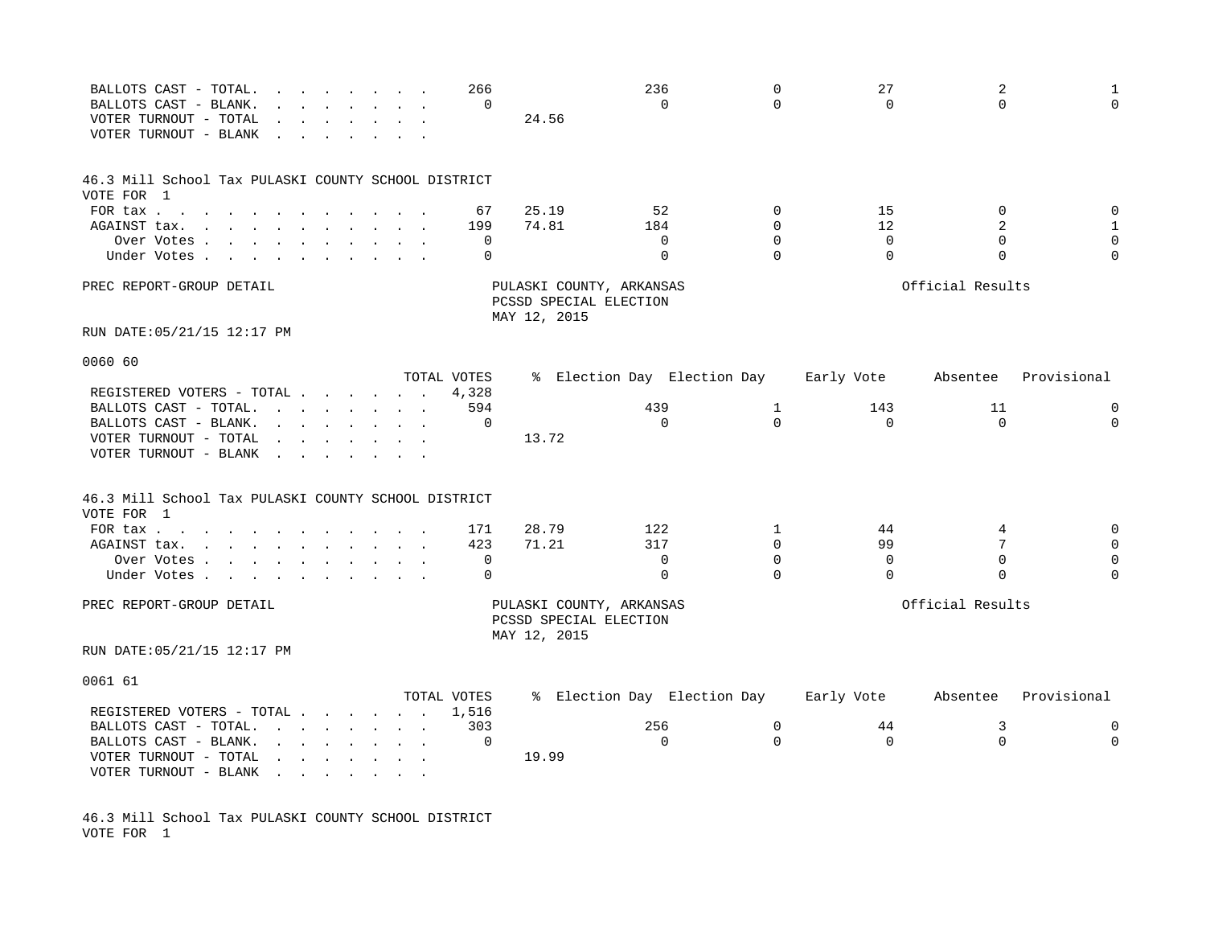| | TOTAL VOTES | % | Election Day | Election Day | Early Vote | Absentee | Provisional |
|---|---|---|---|---|---|---|---|
| BALLOTS CAST - TOTAL. . . . . . . . . | 266 | | 236 | 0 | 27 | 2 | 1 |
| BALLOTS CAST - BLANK. . . . . . . . . | 0 | | 0 | 0 | 0 | 0 | 0 |
| VOTER TURNOUT - TOTAL . . . . . . . . | | 24.56 | | | | | |
| VOTER TURNOUT - BLANK . . . . . . . . | | | | | | | |

46.3 Mill School Tax PULASKI COUNTY SCHOOL DISTRICT
VOTE FOR 1

| | TOTAL VOTES | % | Election Day | Election Day | Early Vote | Absentee | Provisional |
|---|---|---|---|---|---|---|---|
| FOR tax . . . . . . . . . . . . . . | 67 | 25.19 | 52 | 0 | 15 | 0 | 0 |
| AGAINST tax. . . . . . . . . . . . | 199 | 74.81 | 184 | 0 | 12 | 2 | 1 |
| Over Votes . . . . . . . . . . . | 0 | | 0 | 0 | 0 | 0 | 0 |
| Under Votes . . . . . . . . . . . | 0 | | 0 | 0 | 0 | 0 | 0 |

PREC REPORT-GROUP DETAIL — PULASKI COUNTY, ARKANSAS — PCSSD SPECIAL ELECTION — MAY 12, 2015 — Official Results

RUN DATE:05/21/15 12:17 PM

0060 60

| | TOTAL VOTES | % | Election Day | Election Day | Early Vote | Absentee | Provisional |
|---|---|---|---|---|---|---|---|
| REGISTERED VOTERS - TOTAL . . . . . . . | 4,328 | | | | | | |
| BALLOTS CAST - TOTAL. . . . . . . . . | 594 | | 439 | 1 | 143 | 11 | 0 |
| BALLOTS CAST - BLANK. . . . . . . . . | 0 | | 0 | 0 | 0 | 0 | 0 |
| VOTER TURNOUT - TOTAL . . . . . . . . | | 13.72 | | | | | |
| VOTER TURNOUT - BLANK . . . . . . . . | | | | | | | |

46.3 Mill School Tax PULASKI COUNTY SCHOOL DISTRICT
VOTE FOR 1

| | TOTAL VOTES | % | Election Day | Election Day | Early Vote | Absentee | Provisional |
|---|---|---|---|---|---|---|---|
| FOR tax . . . . . . . . . . . . . . | 171 | 28.79 | 122 | 1 | 44 | 4 | 0 |
| AGAINST tax. . . . . . . . . . . . | 423 | 71.21 | 317 | 0 | 99 | 7 | 0 |
| Over Votes . . . . . . . . . . . | 0 | | 0 | 0 | 0 | 0 | 0 |
| Under Votes . . . . . . . . . . . | 0 | | 0 | 0 | 0 | 0 | 0 |

PREC REPORT-GROUP DETAIL — PULASKI COUNTY, ARKANSAS — PCSSD SPECIAL ELECTION — MAY 12, 2015 — Official Results

RUN DATE:05/21/15 12:17 PM

0061 61

| | TOTAL VOTES | % | Election Day | Election Day | Early Vote | Absentee | Provisional |
|---|---|---|---|---|---|---|---|
| REGISTERED VOTERS - TOTAL . . . . . . . | 1,516 | | | | | | |
| BALLOTS CAST - TOTAL. . . . . . . . . | 303 | | 256 | 0 | 44 | 3 | 0 |
| BALLOTS CAST - BLANK. . . . . . . . . | 0 | | 0 | 0 | 0 | 0 | 0 |
| VOTER TURNOUT - TOTAL . . . . . . . . | | 19.99 | | | | | |
| VOTER TURNOUT - BLANK . . . . . . . . | | | | | | | |

46.3 Mill School Tax PULASKI COUNTY SCHOOL DISTRICT
VOTE FOR 1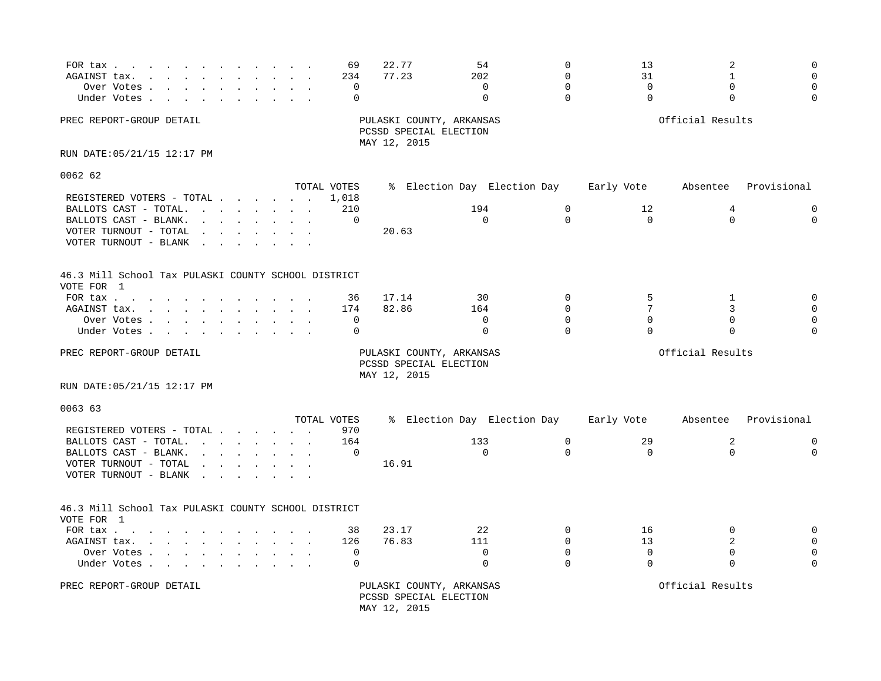| | TOTAL VOTES | % | Election Day | Election Day | Early Vote | Absentee | Provisional |
|---|---|---|---|---|---|---|---|
| FOR tax | 69 | 22.77 | 54 | 0 | 13 | 2 | 0 |
| AGAINST tax. | 234 | 77.23 | 202 | 0 | 31 | 1 | 0 |
| Over Votes | 0 | | 0 | 0 | 0 | 0 | 0 |
| Under Votes | 0 | | 0 | 0 | 0 | 0 | 0 |

PREC REPORT-GROUP DETAIL

PULASKI COUNTY, ARKANSAS
PCSSD SPECIAL ELECTION
MAY 12, 2015

Official Results

RUN DATE:05/21/15 12:17 PM

0062 62

| | TOTAL VOTES | % | Election Day | Election Day | Early Vote | Absentee | Provisional |
|---|---|---|---|---|---|---|---|
| REGISTERED VOTERS - TOTAL | 1,018 | | | | | | |
| BALLOTS CAST - TOTAL. | 210 | | 194 | 0 | 12 | 4 | 0 |
| BALLOTS CAST - BLANK. | 0 | | 0 | 0 | 0 | 0 | 0 |
| VOTER TURNOUT - TOTAL | | 20.63 | | | | | |
| VOTER TURNOUT - BLANK | | | | | | | |

46.3 Mill School Tax PULASKI COUNTY SCHOOL DISTRICT
VOTE FOR 1

| | TOTAL VOTES | % | Election Day | Election Day | Early Vote | Absentee | Provisional |
|---|---|---|---|---|---|---|---|
| FOR tax | 36 | 17.14 | 30 | 0 | 5 | 1 | 0 |
| AGAINST tax. | 174 | 82.86 | 164 | 0 | 7 | 3 | 0 |
| Over Votes | 0 | | 0 | 0 | 0 | 0 | 0 |
| Under Votes | 0 | | 0 | 0 | 0 | 0 | 0 |

PREC REPORT-GROUP DETAIL

PULASKI COUNTY, ARKANSAS
PCSSD SPECIAL ELECTION
MAY 12, 2015

Official Results

RUN DATE:05/21/15 12:17 PM

0063 63

| | TOTAL VOTES | % | Election Day | Election Day | Early Vote | Absentee | Provisional |
|---|---|---|---|---|---|---|---|
| REGISTERED VOTERS - TOTAL | 970 | | | | | | |
| BALLOTS CAST - TOTAL. | 164 | | 133 | 0 | 29 | 2 | 0 |
| BALLOTS CAST - BLANK. | 0 | | 0 | 0 | 0 | 0 | 0 |
| VOTER TURNOUT - TOTAL | | 16.91 | | | | | |
| VOTER TURNOUT - BLANK | | | | | | | |

46.3 Mill School Tax PULASKI COUNTY SCHOOL DISTRICT
VOTE FOR 1

| | TOTAL VOTES | % | Election Day | Election Day | Early Vote | Absentee | Provisional |
|---|---|---|---|---|---|---|---|
| FOR tax | 38 | 23.17 | 22 | 0 | 16 | 0 | 0 |
| AGAINST tax. | 126 | 76.83 | 111 | 0 | 13 | 2 | 0 |
| Over Votes | 0 | | 0 | 0 | 0 | 0 | 0 |
| Under Votes | 0 | | 0 | 0 | 0 | 0 | 0 |

PREC REPORT-GROUP DETAIL

PULASKI COUNTY, ARKANSAS
PCSSD SPECIAL ELECTION
MAY 12, 2015

Official Results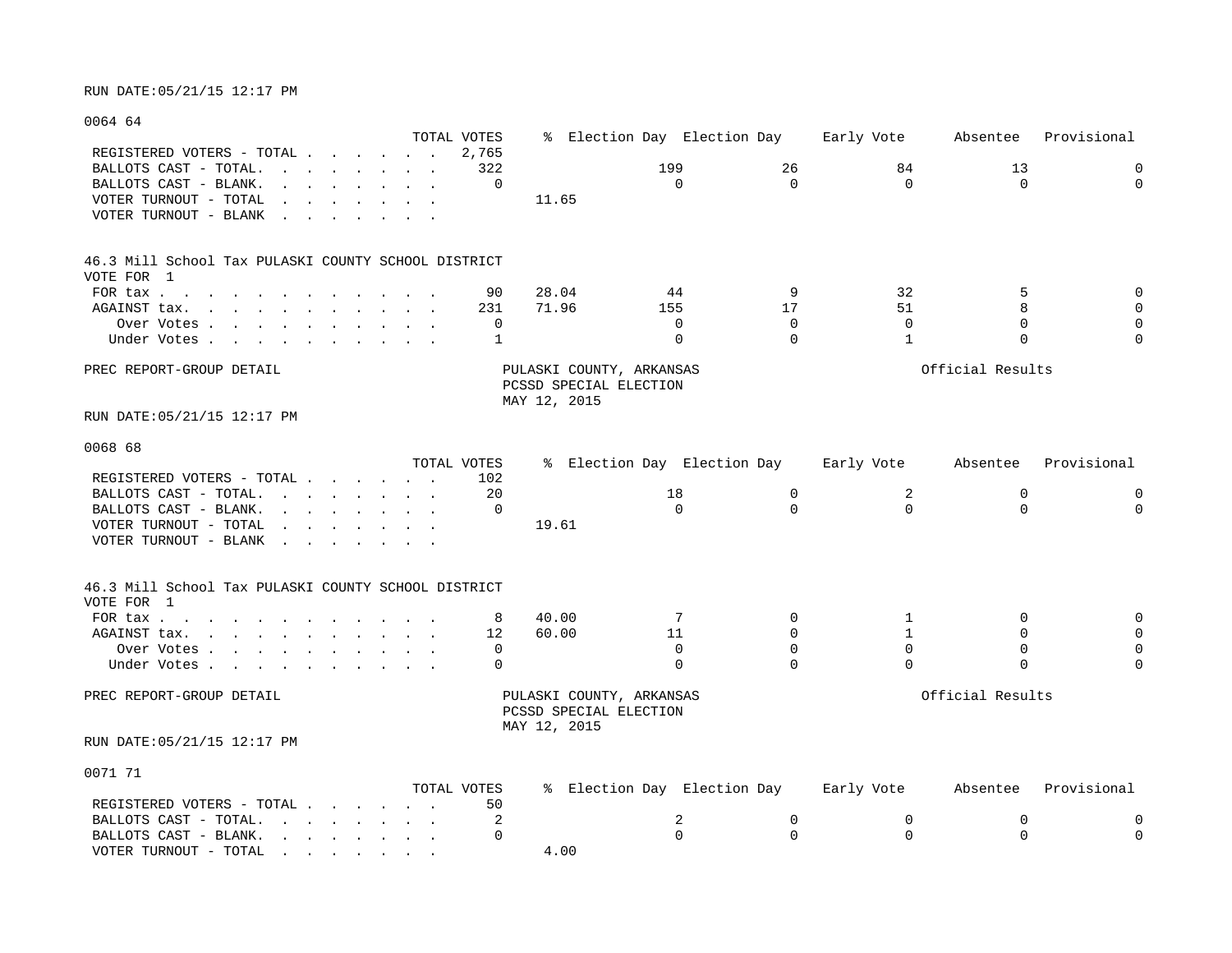RUN DATE:05/21/15 12:17 PM

0064 64

| | TOTAL VOTES | % | Election Day | Election Day | Early Vote | Absentee | Provisional |
|---|---|---|---|---|---|---|---|
| REGISTERED VOTERS - TOTAL . . . . . . . | 2,765 | | | | | | |
| BALLOTS CAST - TOTAL. . . . . . . . . | 322 | | 199 | 26 | 84 | 13 | 0 |
| BALLOTS CAST - BLANK. . . . . . . . . | 0 | | 0 | 0 | 0 | 0 | 0 |
| VOTER TURNOUT - TOTAL . . . . . . . . | | 11.65 | | | | | |
| VOTER TURNOUT - BLANK . . . . . . . . | | | | | | | |

46.3 Mill School Tax PULASKI COUNTY SCHOOL DISTRICT
VOTE FOR 1

| | TOTAL VOTES | % | Election Day | Election Day | Early Vote | Absentee | Provisional |
|---|---|---|---|---|---|---|---|
| FOR tax . . . . . . . . . . . . . . | 90 | 28.04 | 44 | 9 | 32 | 5 | 0 |
| AGAINST tax. . . . . . . . . . . . . | 231 | 71.96 | 155 | 17 | 51 | 8 | 0 |
| Over Votes . . . . . . . . . . . | 0 | | 0 | 0 | 0 | 0 | 0 |
| Under Votes . . . . . . . . . . . | 1 | | 0 | 0 | 1 | 0 | 0 |

PREC REPORT-GROUP DETAIL — PULASKI COUNTY, ARKANSAS — PCSSD SPECIAL ELECTION — MAY 12, 2015 — Official Results

RUN DATE:05/21/15 12:17 PM

0068 68

| | TOTAL VOTES | % | Election Day | Election Day | Early Vote | Absentee | Provisional |
|---|---|---|---|---|---|---|---|
| REGISTERED VOTERS - TOTAL . . . . . . . | 102 | | | | | | |
| BALLOTS CAST - TOTAL. . . . . . . . . | 20 | | 18 | 0 | 2 | 0 | 0 |
| BALLOTS CAST - BLANK. . . . . . . . . | 0 | | 0 | 0 | 0 | 0 | 0 |
| VOTER TURNOUT - TOTAL . . . . . . . . | | 19.61 | | | | | |
| VOTER TURNOUT - BLANK . . . . . . . . | | | | | | | |

46.3 Mill School Tax PULASKI COUNTY SCHOOL DISTRICT
VOTE FOR 1

| | TOTAL VOTES | % | Election Day | Election Day | Early Vote | Absentee | Provisional |
|---|---|---|---|---|---|---|---|
| FOR tax . . . . . . . . . . . . . . | 8 | 40.00 | 7 | 0 | 1 | 0 | 0 |
| AGAINST tax. . . . . . . . . . . . . | 12 | 60.00 | 11 | 0 | 1 | 0 | 0 |
| Over Votes . . . . . . . . . . . | 0 | | 0 | 0 | 0 | 0 | 0 |
| Under Votes . . . . . . . . . . . | 0 | | 0 | 0 | 0 | 0 | 0 |

PREC REPORT-GROUP DETAIL — PULASKI COUNTY, ARKANSAS — PCSSD SPECIAL ELECTION — MAY 12, 2015 — Official Results

RUN DATE:05/21/15 12:17 PM

0071 71

| | TOTAL VOTES | % | Election Day | Election Day | Early Vote | Absentee | Provisional |
|---|---|---|---|---|---|---|---|
| REGISTERED VOTERS - TOTAL . . . . . . . | 50 | | | | | | |
| BALLOTS CAST - TOTAL. . . . . . . . . | 2 | | 2 | 0 | 0 | 0 | 0 |
| BALLOTS CAST - BLANK. . . . . . . . . | 0 | | 0 | 0 | 0 | 0 | 0 |
| VOTER TURNOUT - TOTAL . . . . . . . . | | 4.00 | | | | | |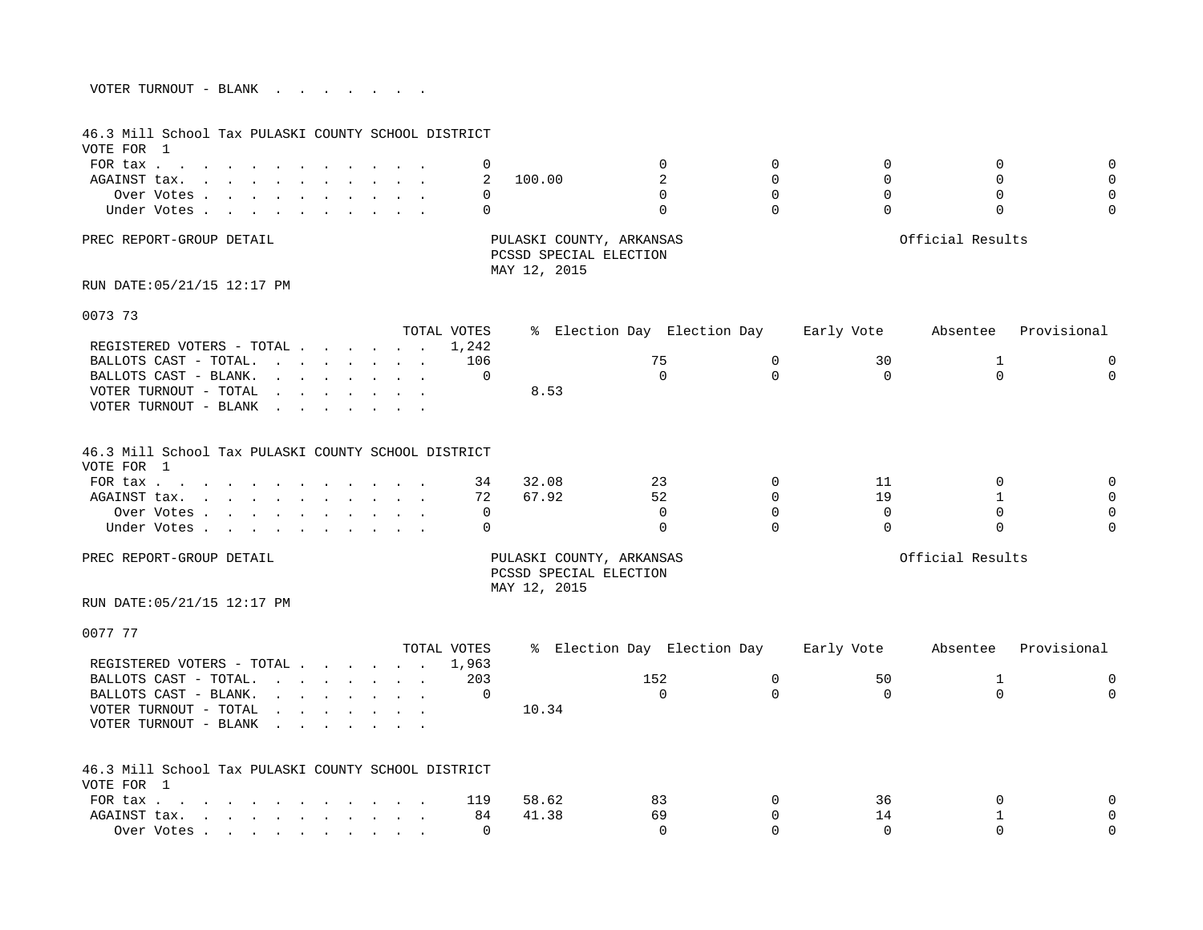VOTER TURNOUT - BLANK . . . . . . . .

46.3 Mill School Tax PULASKI COUNTY SCHOOL DISTRICT
VOTE FOR 1

| | TOTAL VOTES | % | Election Day | Election Day | Early Vote | Absentee | Provisional |
|---|---|---|---|---|---|---|---|
| FOR tax . . . . . . . . . . . . . | 0 | | 0 | 0 | 0 | 0 | 0 |
| AGAINST tax. . . . . . . . . . . . | 2 | 100.00 | 2 | 0 | 0 | 0 | 0 |
| Over Votes . . . . . . . . . . . | 0 | | 0 | 0 | 0 | 0 | 0 |
| Under Votes . . . . . . . . . . . | 0 | | 0 | 0 | 0 | 0 | 0 |

PREC REPORT-GROUP DETAIL

PULASKI COUNTY, ARKANSAS
PCSSD SPECIAL ELECTION
MAY 12, 2015

Official Results

RUN DATE:05/21/15 12:17 PM

0073 73

| | TOTAL VOTES | % | Election Day | Election Day | Early Vote | Absentee | Provisional |
|---|---|---|---|---|---|---|---|
| REGISTERED VOTERS - TOTAL . . . . . . . | 1,242 | | | | | | |
| BALLOTS CAST - TOTAL. . . . . . . . . | 106 | | 75 | 0 | 30 | 1 | 0 |
| BALLOTS CAST - BLANK. . . . . . . . . | 0 | | 0 | 0 | 0 | 0 | 0 |
| VOTER TURNOUT - TOTAL . . . . . . . . | | 8.53 | | | | | |
| VOTER TURNOUT - BLANK . . . . . . . . | | | | | | | |

46.3 Mill School Tax PULASKI COUNTY SCHOOL DISTRICT
VOTE FOR 1

| | TOTAL VOTES | % | Election Day | Election Day | Early Vote | Absentee | Provisional |
|---|---|---|---|---|---|---|---|
| FOR tax . . . . . . . . . . . . . | 34 | 32.08 | 23 | 0 | 11 | 0 | 0 |
| AGAINST tax. . . . . . . . . . . . | 72 | 67.92 | 52 | 0 | 19 | 1 | 0 |
| Over Votes . . . . . . . . . . . | 0 | | 0 | 0 | 0 | 0 | 0 |
| Under Votes . . . . . . . . . . . | 0 | | 0 | 0 | 0 | 0 | 0 |

PREC REPORT-GROUP DETAIL

PULASKI COUNTY, ARKANSAS
PCSSD SPECIAL ELECTION
MAY 12, 2015

Official Results

RUN DATE:05/21/15 12:17 PM

0077 77

| | TOTAL VOTES | % | Election Day | Election Day | Early Vote | Absentee | Provisional |
|---|---|---|---|---|---|---|---|
| REGISTERED VOTERS - TOTAL . . . . . . . | 1,963 | | | | | | |
| BALLOTS CAST - TOTAL. . . . . . . . . | 203 | | 152 | 0 | 50 | 1 | 0 |
| BALLOTS CAST - BLANK. . . . . . . . . | 0 | | 0 | 0 | 0 | 0 | 0 |
| VOTER TURNOUT - TOTAL . . . . . . . . | | 10.34 | | | | | |
| VOTER TURNOUT - BLANK . . . . . . . . | | | | | | | |

46.3 Mill School Tax PULASKI COUNTY SCHOOL DISTRICT
VOTE FOR 1

| | TOTAL VOTES | % | Election Day | Election Day | Early Vote | Absentee | Provisional |
|---|---|---|---|---|---|---|---|
| FOR tax . . . . . . . . . . . . . | 119 | 58.62 | 83 | 0 | 36 | 0 | 0 |
| AGAINST tax. . . . . . . . . . . . | 84 | 41.38 | 69 | 0 | 14 | 1 | 0 |
| Over Votes . . . . . . . . . . . | 0 | | 0 | 0 | 0 | 0 | 0 |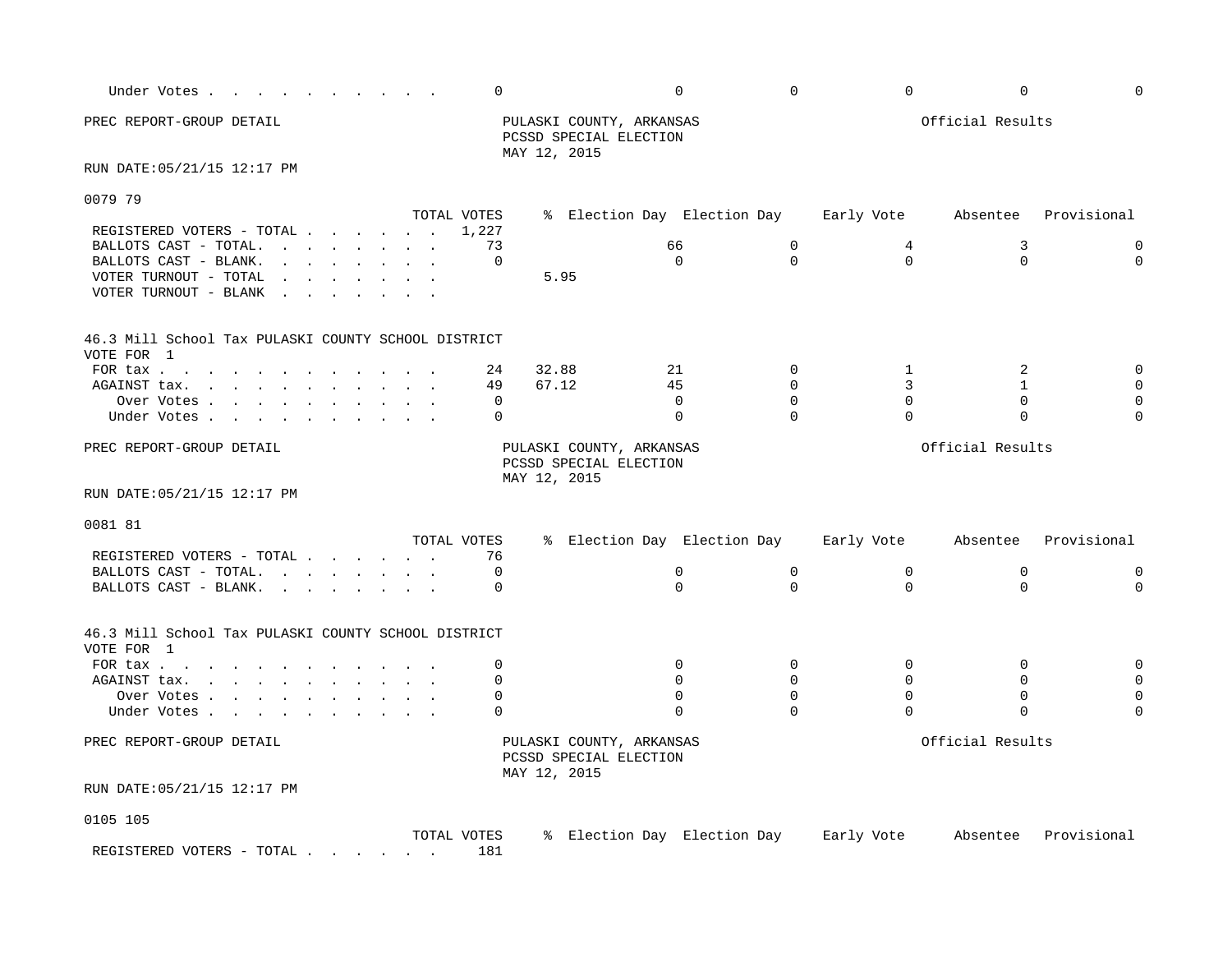| | TOTAL VOTES | % | Election Day | Election Day | Early Vote | Absentee | Provisional |
|---|---|---|---|---|---|---|---|
| Under Votes | 0 | | 0 | 0 | 0 | 0 | 0 |

PREC REPORT-GROUP DETAIL

PULASKI COUNTY, ARKANSAS
PCSSD SPECIAL ELECTION
MAY 12, 2015

Official Results

RUN DATE:05/21/15 12:17 PM

## 0079 79

| | TOTAL VOTES | % | Election Day | Election Day | Early Vote | Absentee | Provisional |
|---|---|---|---|---|---|---|---|
| REGISTERED VOTERS - TOTAL | 1,227 | | | | | | |
| BALLOTS CAST - TOTAL. | 73 | | 66 | 0 | 4 | 3 | 0 |
| BALLOTS CAST - BLANK. | 0 | | 0 | 0 | 0 | 0 | 0 |
| VOTER TURNOUT - TOTAL | | 5.95 | | | | | |
| VOTER TURNOUT - BLANK | | | | | | | |

46.3 Mill School Tax PULASKI COUNTY SCHOOL DISTRICT
VOTE FOR 1

| | TOTAL VOTES | % | Election Day | Election Day | Early Vote | Absentee | Provisional |
|---|---|---|---|---|---|---|---|
| FOR tax | 24 | 32.88 | 21 | 0 | 1 | 2 | 0 |
| AGAINST tax. | 49 | 67.12 | 45 | 0 | 3 | 1 | 0 |
| Over Votes | 0 | | 0 | 0 | 0 | 0 | 0 |
| Under Votes | 0 | | 0 | 0 | 0 | 0 | 0 |

PREC REPORT-GROUP DETAIL

PULASKI COUNTY, ARKANSAS
PCSSD SPECIAL ELECTION
MAY 12, 2015

Official Results

RUN DATE:05/21/15 12:17 PM

## 0081 81

| | TOTAL VOTES | % | Election Day | Election Day | Early Vote | Absentee | Provisional |
|---|---|---|---|---|---|---|---|
| REGISTERED VOTERS - TOTAL | 76 | | | | | | |
| BALLOTS CAST - TOTAL. | 0 | | 0 | 0 | 0 | 0 | 0 |
| BALLOTS CAST - BLANK. | 0 | | 0 | 0 | 0 | 0 | 0 |

46.3 Mill School Tax PULASKI COUNTY SCHOOL DISTRICT
VOTE FOR 1

| | TOTAL VOTES | % | Election Day | Election Day | Early Vote | Absentee | Provisional |
|---|---|---|---|---|---|---|---|
| FOR tax | 0 | | 0 | 0 | 0 | 0 | 0 |
| AGAINST tax. | 0 | | 0 | 0 | 0 | 0 | 0 |
| Over Votes | 0 | | 0 | 0 | 0 | 0 | 0 |
| Under Votes | 0 | | 0 | 0 | 0 | 0 | 0 |

PREC REPORT-GROUP DETAIL

PULASKI COUNTY, ARKANSAS
PCSSD SPECIAL ELECTION
MAY 12, 2015

Official Results

RUN DATE:05/21/15 12:17 PM

## 0105 105

| | TOTAL VOTES | % | Election Day | Election Day | Early Vote | Absentee | Provisional |
|---|---|---|---|---|---|---|---|
| REGISTERED VOTERS - TOTAL | 181 | | | | | | |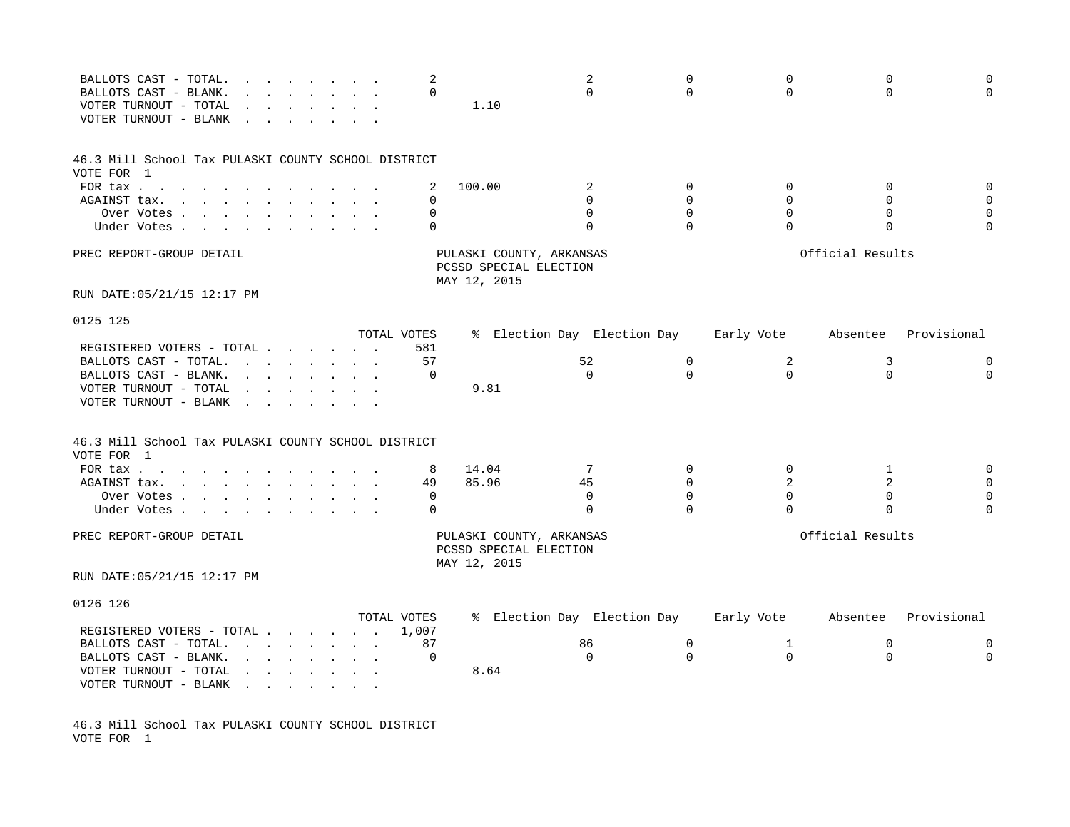| | TOTAL VOTES | % | Election Day | Election Day | Early Vote | Absentee | Provisional |
|---|---|---|---|---|---|---|---|
| BALLOTS CAST - TOTAL. | 2 | | 2 | 0 | 0 | 0 | 0 |
| BALLOTS CAST - BLANK. | 0 | | 0 | 0 | 0 | 0 | 0 |
| VOTER TURNOUT - TOTAL | | 1.10 | | | | | |
| VOTER TURNOUT - BLANK | | | | | | | |

46.3 Mill School Tax PULASKI COUNTY SCHOOL DISTRICT
VOTE FOR 1

| | TOTAL VOTES | % | Election Day | Election Day | Early Vote | Absentee | Provisional |
|---|---|---|---|---|---|---|---|
| FOR tax | 2 | 100.00 | 2 | 0 | 0 | 0 | 0 |
| AGAINST tax. | 0 | | 0 | 0 | 0 | 0 | 0 |
| Over Votes | 0 | | 0 | 0 | 0 | 0 | 0 |
| Under Votes | 0 | | 0 | 0 | 0 | 0 | 0 |

PREC REPORT-GROUP DETAIL

PULASKI COUNTY, ARKANSAS
PCSSD SPECIAL ELECTION
MAY 12, 2015

Official Results

RUN DATE:05/21/15 12:17 PM

0125 125

| | TOTAL VOTES | % | Election Day | Election Day | Early Vote | Absentee | Provisional |
|---|---|---|---|---|---|---|---|
| REGISTERED VOTERS - TOTAL | 581 | | | | | | |
| BALLOTS CAST - TOTAL. | 57 | | 52 | 0 | 2 | 3 | 0 |
| BALLOTS CAST - BLANK. | 0 | | 0 | 0 | 0 | 0 | 0 |
| VOTER TURNOUT - TOTAL | | 9.81 | | | | | |
| VOTER TURNOUT - BLANK | | | | | | | |

46.3 Mill School Tax PULASKI COUNTY SCHOOL DISTRICT
VOTE FOR 1

| | TOTAL VOTES | % | Election Day | Election Day | Early Vote | Absentee | Provisional |
|---|---|---|---|---|---|---|---|
| FOR tax | 8 | 14.04 | 7 | 0 | 0 | 1 | 0 |
| AGAINST tax. | 49 | 85.96 | 45 | 0 | 2 | 2 | 0 |
| Over Votes | 0 | | 0 | 0 | 0 | 0 | 0 |
| Under Votes | 0 | | 0 | 0 | 0 | 0 | 0 |

PREC REPORT-GROUP DETAIL

PULASKI COUNTY, ARKANSAS
PCSSD SPECIAL ELECTION
MAY 12, 2015

Official Results

RUN DATE:05/21/15 12:17 PM

0126 126

| | TOTAL VOTES | % | Election Day | Election Day | Early Vote | Absentee | Provisional |
|---|---|---|---|---|---|---|---|
| REGISTERED VOTERS - TOTAL | 1,007 | | | | | | |
| BALLOTS CAST - TOTAL. | 87 | | 86 | 0 | 1 | 0 | 0 |
| BALLOTS CAST - BLANK. | 0 | | 0 | 0 | 0 | 0 | 0 |
| VOTER TURNOUT - TOTAL | | 8.64 | | | | | |
| VOTER TURNOUT - BLANK | | | | | | | |

46.3 Mill School Tax PULASKI COUNTY SCHOOL DISTRICT
VOTE FOR 1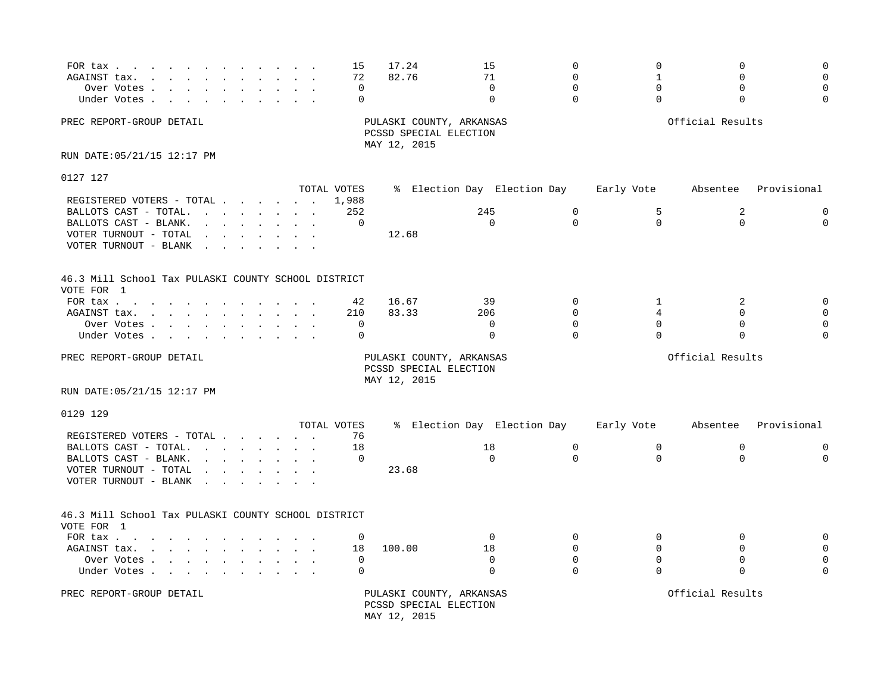| | TOTAL VOTES | % | Election Day | Election Day | Early Vote | Absentee | Provisional |
|---|---|---|---|---|---|---|---|
| FOR tax | 15 | 17.24 | 15 | 0 | 0 | 0 | 0 |
| AGAINST tax. | 72 | 82.76 | 71 | 0 | 1 | 0 | 0 |
| Over Votes | 0 | | 0 | 0 | 0 | 0 | 0 |
| Under Votes | 0 | | 0 | 0 | 0 | 0 | 0 |

PREC REPORT-GROUP DETAIL

PULASKI COUNTY, ARKANSAS
PCSSD SPECIAL ELECTION
MAY 12, 2015

Official Results

RUN DATE:05/21/15 12:17 PM

## 0127 127

| | TOTAL VOTES | % | Election Day | Election Day | Early Vote | Absentee | Provisional |
|---|---|---|---|---|---|---|---|
| REGISTERED VOTERS - TOTAL | 1,988 | | | | | | |
| BALLOTS CAST - TOTAL. | 252 | | 245 | 0 | 5 | 2 | 0 |
| BALLOTS CAST - BLANK. | 0 | | 0 | 0 | 0 | 0 | 0 |
| VOTER TURNOUT - TOTAL | | 12.68 | | | | | |
| VOTER TURNOUT - BLANK | | | | | | | |

46.3 Mill School Tax PULASKI COUNTY SCHOOL DISTRICT
VOTE FOR 1

| | TOTAL VOTES | % | Election Day | Election Day | Early Vote | Absentee | Provisional |
|---|---|---|---|---|---|---|---|
| FOR tax | 42 | 16.67 | 39 | 0 | 1 | 2 | 0 |
| AGAINST tax. | 210 | 83.33 | 206 | 0 | 4 | 0 | 0 |
| Over Votes | 0 | | 0 | 0 | 0 | 0 | 0 |
| Under Votes | 0 | | 0 | 0 | 0 | 0 | 0 |

PREC REPORT-GROUP DETAIL

PULASKI COUNTY, ARKANSAS
PCSSD SPECIAL ELECTION
MAY 12, 2015

Official Results

RUN DATE:05/21/15 12:17 PM

## 0129 129

| | TOTAL VOTES | % | Election Day | Election Day | Early Vote | Absentee | Provisional |
|---|---|---|---|---|---|---|---|
| REGISTERED VOTERS - TOTAL | 76 | | | | | | |
| BALLOTS CAST - TOTAL. | 18 | | 18 | 0 | 0 | 0 | 0 |
| BALLOTS CAST - BLANK. | 0 | | 0 | 0 | 0 | 0 | 0 |
| VOTER TURNOUT - TOTAL | | 23.68 | | | | | |
| VOTER TURNOUT - BLANK | | | | | | | |

46.3 Mill School Tax PULASKI COUNTY SCHOOL DISTRICT
VOTE FOR 1

| | TOTAL VOTES | % | Election Day | Election Day | Early Vote | Absentee | Provisional |
|---|---|---|---|---|---|---|---|
| FOR tax | 0 | | 0 | 0 | 0 | 0 | 0 |
| AGAINST tax. | 18 | 100.00 | 18 | 0 | 0 | 0 | 0 |
| Over Votes | 0 | | 0 | 0 | 0 | 0 | 0 |
| Under Votes | 0 | | 0 | 0 | 0 | 0 | 0 |

PREC REPORT-GROUP DETAIL

PULASKI COUNTY, ARKANSAS
PCSSD SPECIAL ELECTION
MAY 12, 2015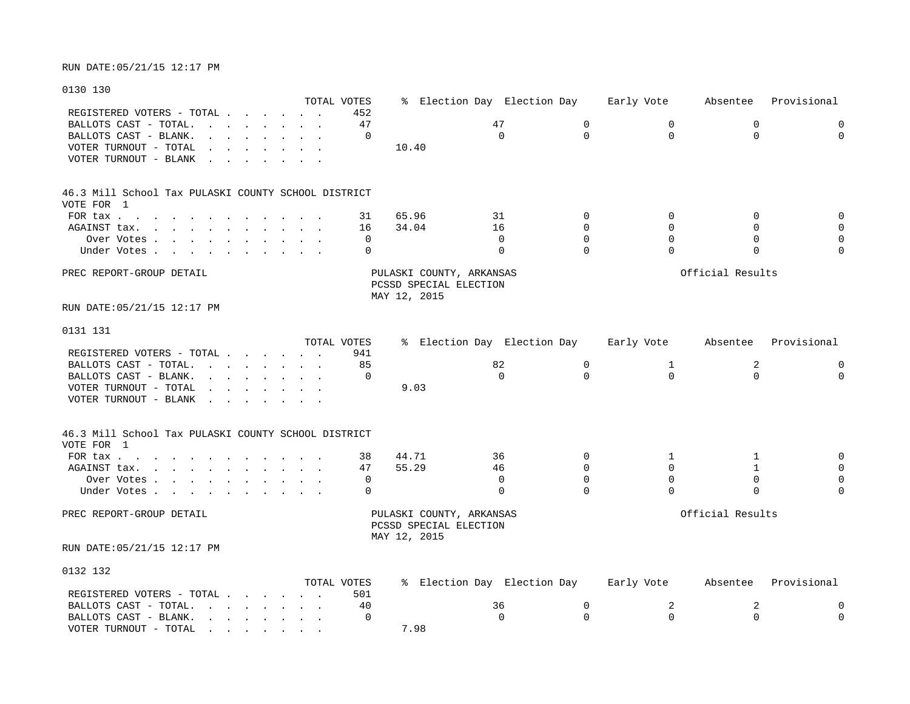RUN DATE:05/21/15 12:17 PM

0130 130

| | TOTAL VOTES | % | Election Day | Election Day | Early Vote | Absentee | Provisional |
|---|---|---|---|---|---|---|---|
| REGISTERED VOTERS - TOTAL . . . . . . . | 452 | | | | | | |
| BALLOTS CAST - TOTAL. . . . . . . . . | 47 | | 47 | 0 | 0 | 0 | 0 |
| BALLOTS CAST - BLANK. . . . . . . . . | 0 | | 0 | 0 | 0 | 0 | 0 |
| VOTER TURNOUT - TOTAL . . . . . . . . | | 10.40 | | | | | |
| VOTER TURNOUT - BLANK . . . . . . . . | | | | | | | |

46.3 Mill School Tax PULASKI COUNTY SCHOOL DISTRICT
VOTE FOR 1

| | TOTAL VOTES | % | Election Day | Election Day | Early Vote | Absentee | Provisional |
|---|---|---|---|---|---|---|---|
| FOR tax . . . . . . . . . . . . . . | 31 | 65.96 | 31 | 0 | 0 | 0 | 0 |
| AGAINST tax. . . . . . . . . . . . | 16 | 34.04 | 16 | 0 | 0 | 0 | 0 |
| Over Votes . . . . . . . . . . . | 0 | | 0 | 0 | 0 | 0 | 0 |
| Under Votes . . . . . . . . . . . | 0 | | 0 | 0 | 0 | 0 | 0 |

PREC REPORT-GROUP DETAIL    PULASKI COUNTY, ARKANSAS    Official Results
PCSSD SPECIAL ELECTION
MAY 12, 2015

RUN DATE:05/21/15 12:17 PM

0131 131

| | TOTAL VOTES | % | Election Day | Election Day | Early Vote | Absentee | Provisional |
|---|---|---|---|---|---|---|---|
| REGISTERED VOTERS - TOTAL . . . . . . . | 941 | | | | | | |
| BALLOTS CAST - TOTAL. . . . . . . . . | 85 | | 82 | 0 | 1 | 2 | 0 |
| BALLOTS CAST - BLANK. . . . . . . . . | 0 | | 0 | 0 | 0 | 0 | 0 |
| VOTER TURNOUT - TOTAL . . . . . . . . | | 9.03 | | | | | |
| VOTER TURNOUT - BLANK . . . . . . . . | | | | | | | |

46.3 Mill School Tax PULASKI COUNTY SCHOOL DISTRICT
VOTE FOR 1

| | TOTAL VOTES | % | Election Day | Election Day | Early Vote | Absentee | Provisional |
|---|---|---|---|---|---|---|---|
| FOR tax . . . . . . . . . . . . . . | 38 | 44.71 | 36 | 0 | 1 | 1 | 0 |
| AGAINST tax. . . . . . . . . . . . | 47 | 55.29 | 46 | 0 | 0 | 1 | 0 |
| Over Votes . . . . . . . . . . . | 0 | | 0 | 0 | 0 | 0 | 0 |
| Under Votes . . . . . . . . . . . | 0 | | 0 | 0 | 0 | 0 | 0 |

PREC REPORT-GROUP DETAIL    PULASKI COUNTY, ARKANSAS    Official Results
PCSSD SPECIAL ELECTION
MAY 12, 2015

RUN DATE:05/21/15 12:17 PM

0132 132

| | TOTAL VOTES | % | Election Day | Election Day | Early Vote | Absentee | Provisional |
|---|---|---|---|---|---|---|---|
| REGISTERED VOTERS - TOTAL . . . . . . . | 501 | | | | | | |
| BALLOTS CAST - TOTAL. . . . . . . . . | 40 | | 36 | 0 | 2 | 2 | 0 |
| BALLOTS CAST - BLANK. . . . . . . . . | 0 | | 0 | 0 | 0 | 0 | 0 |
| VOTER TURNOUT - TOTAL . . . . . . . . | | 7.98 | | | | | |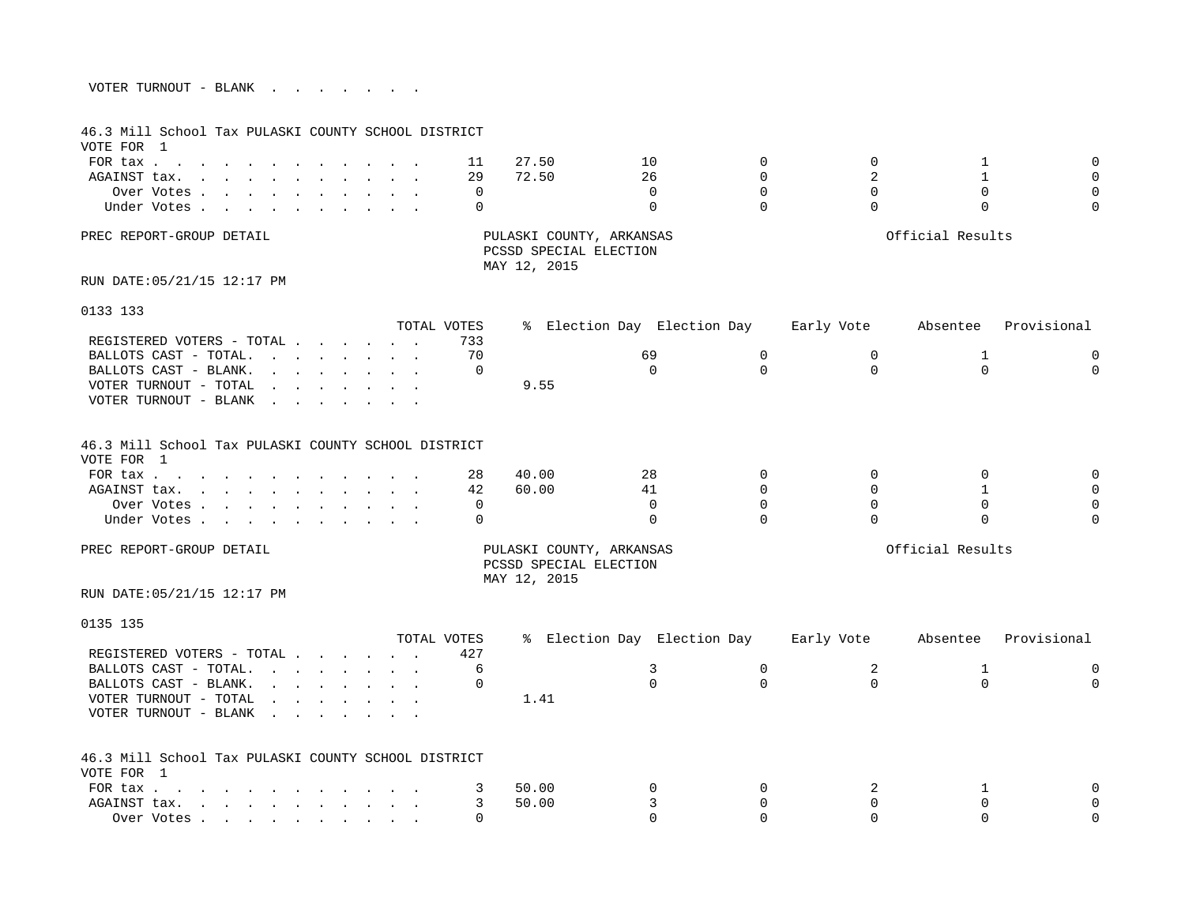VOTER TURNOUT - BLANK . . . . . . . .

46.3 Mill School Tax PULASKI COUNTY SCHOOL DISTRICT
VOTE FOR 1

| | TOTAL VOTES | % | Election Day | Election Day | Early Vote | Absentee | Provisional |
|---|---|---|---|---|---|---|---|
| FOR tax | 11 | 27.50 | 10 | 0 | 0 | 1 | 0 |
| AGAINST tax. | 29 | 72.50 | 26 | 0 | 2 | 1 | 0 |
| Over Votes | 0 | | 0 | 0 | 0 | 0 | 0 |
| Under Votes | 0 | | 0 | 0 | 0 | 0 | 0 |

PREC REPORT-GROUP DETAIL

PULASKI COUNTY, ARKANSAS
PCSSD SPECIAL ELECTION
MAY 12, 2015

Official Results

RUN DATE:05/21/15 12:17 PM

0133 133

| | TOTAL VOTES | % | Election Day | Election Day | Early Vote | Absentee | Provisional |
|---|---|---|---|---|---|---|---|
| REGISTERED VOTERS - TOTAL | 733 | | | | | | |
| BALLOTS CAST - TOTAL. | 70 | | 69 | 0 | 0 | 1 | 0 |
| BALLOTS CAST - BLANK. | 0 | | 0 | 0 | 0 | 0 | 0 |
| VOTER TURNOUT - TOTAL | | 9.55 | | | | | |
| VOTER TURNOUT - BLANK | | | | | | | |

46.3 Mill School Tax PULASKI COUNTY SCHOOL DISTRICT
VOTE FOR 1

| | TOTAL VOTES | % | Election Day | Election Day | Early Vote | Absentee | Provisional |
|---|---|---|---|---|---|---|---|
| FOR tax | 28 | 40.00 | 28 | 0 | 0 | 0 | 0 |
| AGAINST tax. | 42 | 60.00 | 41 | 0 | 0 | 1 | 0 |
| Over Votes | 0 | | 0 | 0 | 0 | 0 | 0 |
| Under Votes | 0 | | 0 | 0 | 0 | 0 | 0 |

PREC REPORT-GROUP DETAIL

PULASKI COUNTY, ARKANSAS
PCSSD SPECIAL ELECTION
MAY 12, 2015

Official Results

RUN DATE:05/21/15 12:17 PM

0135 135

| | TOTAL VOTES | % | Election Day | Election Day | Early Vote | Absentee | Provisional |
|---|---|---|---|---|---|---|---|
| REGISTERED VOTERS - TOTAL | 427 | | | | | | |
| BALLOTS CAST - TOTAL. | 6 | | 3 | 0 | 2 | 1 | 0 |
| BALLOTS CAST - BLANK. | 0 | | 0 | 0 | 0 | 0 | 0 |
| VOTER TURNOUT - TOTAL | | 1.41 | | | | | |
| VOTER TURNOUT - BLANK | | | | | | | |

46.3 Mill School Tax PULASKI COUNTY SCHOOL DISTRICT
VOTE FOR 1

| | TOTAL VOTES | % | Election Day | Election Day | Early Vote | Absentee | Provisional |
|---|---|---|---|---|---|---|---|
| FOR tax | 3 | 50.00 | 0 | 0 | 2 | 1 | 0 |
| AGAINST tax. | 3 | 50.00 | 3 | 0 | 0 | 0 | 0 |
| Over Votes | 0 | | 0 | 0 | 0 | 0 | 0 |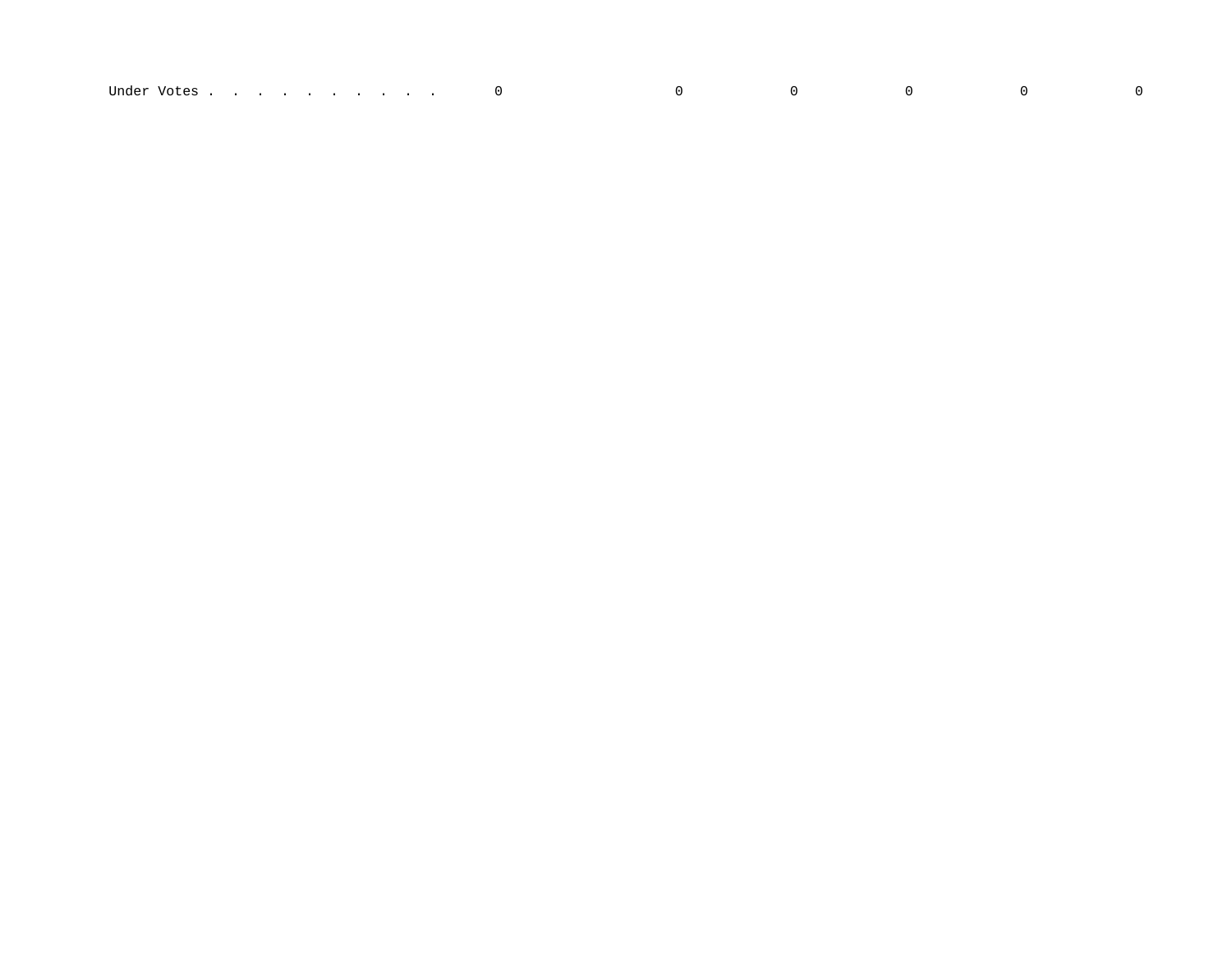| | | | | | | |
|---|---|---|---|---|---|---|
| Under Votes . . . . . . . . . . . | 0 | 0 | 0 | 0 | 0 | 0 |